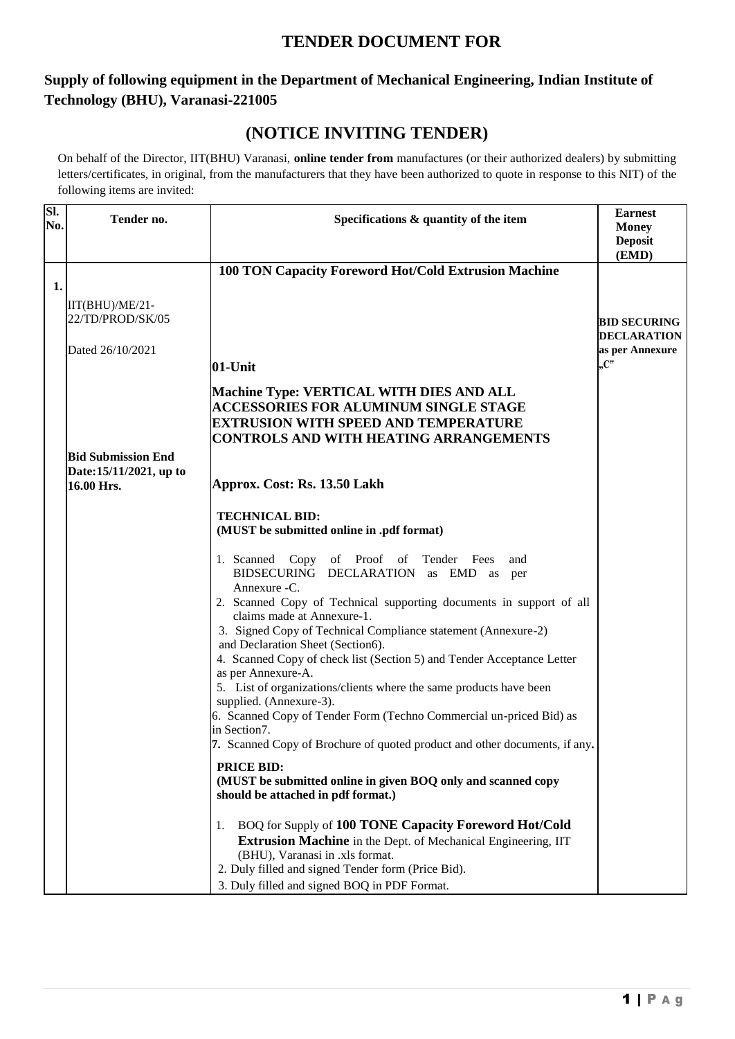# TENDER DOCUMENT FOR

## Supply of following equipment in the Department of Mechanical Engineering, Indian Institute of Technology (BHU), Varanasi-221005

# (NOTICE INVITING TENDER)

On behalf of the Director, IIT(BHU) Varanasi, **online tender from** manufactures (or their authorized dealers) by submitting letters/certificates, in original, from the manufacturers that they have been authorized to quote in response to this NIT) of the following items are invited:

| Sl. No. | Tender no. | Specifications & quantity of the item | Earnest Money Deposit (EMD) |
|---|---|---|---|
| 1. | IIT(BHU)/ME/21-22/TD/PROD/SK/05<br><br>Dated 26/10/2021<br><br>**Bid Submission End Date:15/11/2021, up to 16.00 Hrs.** | **100 TON Capacity Foreword Hot/Cold Extrusion Machine**<br><br>**01-Unit**<br><br>**Machine Type: VERTICAL WITH DIES AND ALL ACCESSORIES FOR ALUMINUM SINGLE STAGE EXTRUSION WITH SPEED AND TEMPERATURE CONTROLS AND WITH HEATING ARRANGEMENTS**<br><br>**Approx. Cost: Rs. 13.50 Lakh**<br><br>**TECHNICAL BID:**<br>**(MUST be submitted online in .pdf format)**<br><br>1. Scanned Copy of Proof of Tender Fees and BIDSECURING DECLARATION as EMD as per Annexure -C.<br>2. Scanned Copy of Technical supporting documents in support of all claims made at Annexure-1.<br>3. Signed Copy of Technical Compliance statement (Annexure-2) and Declaration Sheet (Section6).<br>4. Scanned Copy of check list (Section 5) and Tender Acceptance Letter as per Annexure-A.<br>5. List of organizations/clients where the same products have been supplied. (Annexure-3).<br>6. Scanned Copy of Tender Form (Techno Commercial un-priced Bid) as in Section7.<br>**7.** Scanned Copy of Brochure of quoted product and other documents, if any**.**<br><br>**PRICE BID:**<br>**(MUST be submitted online in given BOQ only and scanned copy should be attached in pdf format.)**<br><br>1. BOQ for Supply of **100 TONE Capacity Foreword Hot/Cold Extrusion Machine** in the Dept. of Mechanical Engineering, IIT (BHU), Varanasi in .xls format.<br>2. Duly filled and signed Tender form (Price Bid).<br>3. Duly filled and signed BOQ in PDF Format. | **BID SECURING DECLARATION as per Annexure „C"** |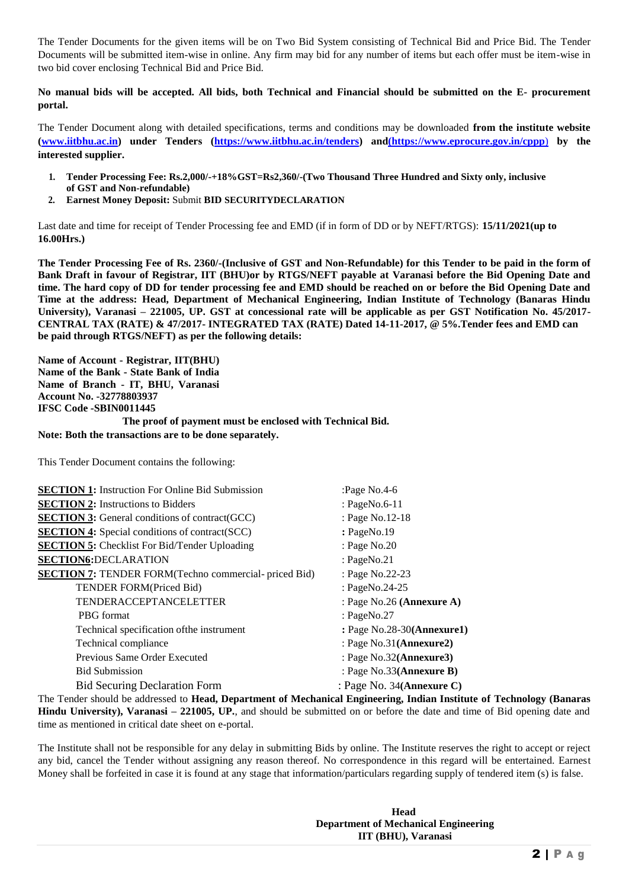The Tender Documents for the given items will be on Two Bid System consisting of Technical Bid and Price Bid. The Tender Documents will be submitted item-wise in online. Any firm may bid for any number of items but each offer must be item-wise in two bid cover enclosing Technical Bid and Price Bid.

**No manual bids will be accepted. All bids, both Technical and Financial should be submitted on the E- procurement portal.**

The Tender Document along with detailed specifications, terms and conditions may be downloaded **from the institute website ([www.iitbhu.ac.in](www.iitbhu.ac.in)) under Tenders ([https://www.iitbhu.ac.in/tenders](https://www.iitbhu.ac.in/tenders)) and([https://www.eprocure.gov.in/cppp](https://www.eprocure.gov.in/cppp)) by the interested supplier.**

1. **Tender Processing Fee: Rs.2,000/-+18%GST=Rs2,360/-(Two Thousand Three Hundred and Sixty only, inclusive of GST and Non-refundable)**
2. **Earnest Money Deposit:** Submit **BID SECURITYDECLARATION**

Last date and time for receipt of Tender Processing fee and EMD (if in form of DD or by NEFT/RTGS): **15/11/2021(up to 16.00Hrs.)**

**The Tender Processing Fee of Rs. 2360/-(Inclusive of GST and Non-Refundable) for this Tender to be paid in the form of Bank Draft in favour of Registrar, IIT (BHU)or by RTGS/NEFT payable at Varanasi before the Bid Opening Date and time. The hard copy of DD for tender processing fee and EMD should be reached on or before the Bid Opening Date and Time at the address: Head, Department of Mechanical Engineering, Indian Institute of Technology (Banaras Hindu University), Varanasi – 221005, UP. GST at concessional rate will be applicable as per GST Notification No. 45/2017- CENTRAL TAX (RATE) & 47/2017- INTEGRATED TAX (RATE) Dated 14-11-2017, @ 5%.Tender fees and EMD can be paid through RTGS/NEFT) as per the following details:**

**Name of Account - Registrar, IIT(BHU)**
**Name of the Bank - State Bank of India**
**Name of Branch - IT, BHU, Varanasi**
**Account No. -32778803937**
**IFSC Code -SBIN0011445**

**The proof of payment must be enclosed with Technical Bid.**

**Note: Both the transactions are to be done separately.**

This Tender Document contains the following:

| | |
|---|---|
| **SECTION 1:** Instruction For Online Bid Submission | :Page No.4-6 |
| **SECTION 2:** Instructions to Bidders | : PageNo.6-11 |
| **SECTION 3:** General conditions of contract(GCC) | : Page No.12-18 |
| **SECTION 4:** Special conditions of contract(SCC) | **:** PageNo.19 |
| **SECTION 5:** Checklist For Bid/Tender Uploading | : Page No.20 |
| **SECTION6:**DECLARATION | : PageNo.21 |
| **SECTION 7:** TENDER FORM(Techno commercial- priced Bid) | : Page No.22-23 |
| TENDER FORM(Priced Bid) | : PageNo.24-25 |
| TENDERACCEPTANCELETTER | : Page No.26 **(Annexure A)** |
| PBG format | : PageNo.27 |
| Technical specification ofthe instrument | **:** Page No.28-30**(Annexure1)** |
| Technical compliance | : Page No.31**(Annexure2)** |
| Previous Same Order Executed | : Page No.32**(Annexure3)** |
| Bid Submission | : Page No.33**(Annexure B)** |
| Bid Securing Declaration Form | : Page No. 34**(Annexure C)** |

The Tender should be addressed to **Head, Department of Mechanical Engineering, Indian Institute of Technology (Banaras Hindu University), Varanasi – 221005, UP.**, and should be submitted on or before the date and time of Bid opening date and time as mentioned in critical date sheet on e-portal.

The Institute shall not be responsible for any delay in submitting Bids by online. The Institute reserves the right to accept or reject any bid, cancel the Tender without assigning any reason thereof. No correspondence in this regard will be entertained. Earnest Money shall be forfeited in case it is found at any stage that information/particulars regarding supply of tendered item (s) is false.

**Head**
**Department of Mechanical Engineering**
**IIT (BHU), Varanasi**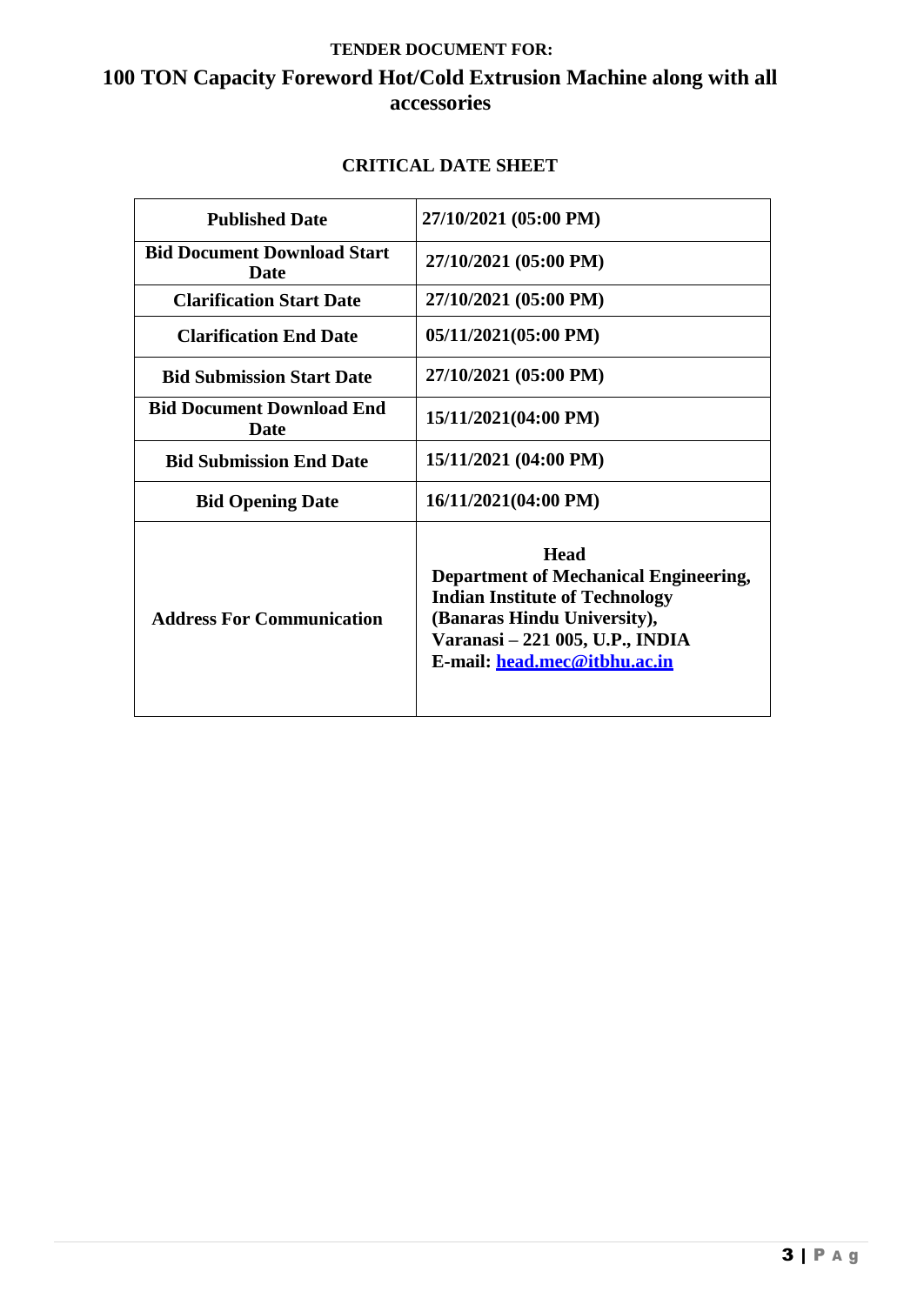**TENDER DOCUMENT FOR:**

# 100 TON Capacity Foreword Hot/Cold Extrusion Machine along with all accessories

## CRITICAL DATE SHEET

| | |
|---|---|
| **Published Date** | **27/10/2021 (05:00 PM)** |
| **Bid Document Download Start Date** | **27/10/2021 (05:00 PM)** |
| **Clarification Start Date** | **27/10/2021 (05:00 PM)** |
| **Clarification End Date** | **05/11/2021(05:00 PM)** |
| **Bid Submission Start Date** | **27/10/2021 (05:00 PM)** |
| **Bid Document Download End Date** | **15/11/2021(04:00 PM)** |
| **Bid Submission End Date** | **15/11/2021 (04:00 PM)** |
| **Bid Opening Date** | **16/11/2021(04:00 PM)** |
| **Address For Communication** | **Head**<br>**Department of Mechanical Engineering,**<br>**Indian Institute of Technology**<br>**(Banaras Hindu University),**<br>**Varanasi – 221 005, U.P., INDIA**<br>**E-mail: head.mec@itbhu.ac.in** |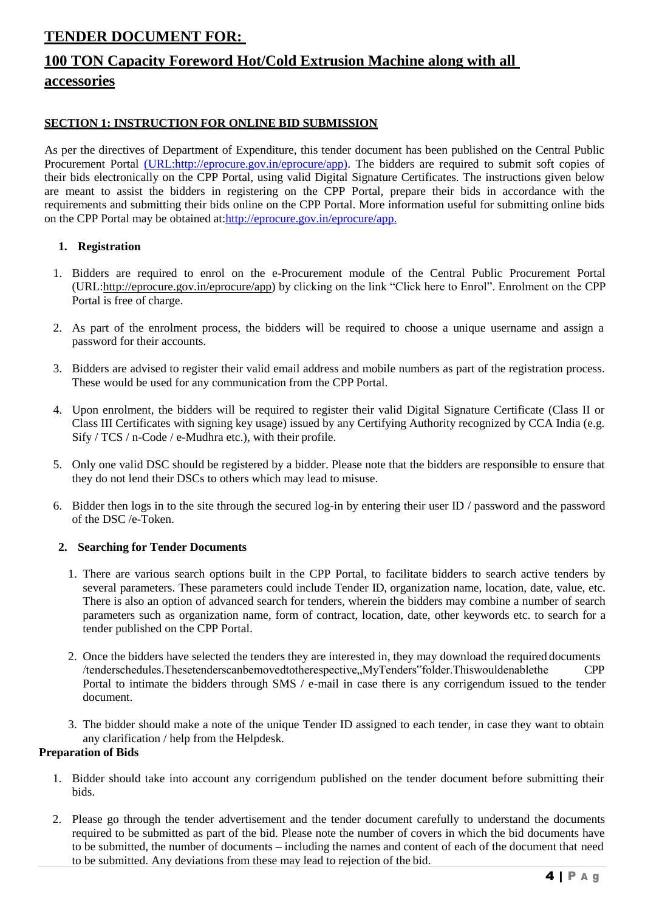# TENDER DOCUMENT FOR:

# 100 TON Capacity Foreword Hot/Cold Extrusion Machine along with all accessories

## SECTION 1: INSTRUCTION FOR ONLINE BID SUBMISSION

As per the directives of Department of Expenditure, this tender document has been published on the Central Public Procurement Portal (URL:http://eprocure.gov.in/eprocure/app). The bidders are required to submit soft copies of their bids electronically on the CPP Portal, using valid Digital Signature Certificates. The instructions given below are meant to assist the bidders in registering on the CPP Portal, prepare their bids in accordance with the requirements and submitting their bids online on the CPP Portal. More information useful for submitting online bids on the CPP Portal may be obtained at:http://eprocure.gov.in/eprocure/app.

### 1. Registration

1. Bidders are required to enrol on the e-Procurement module of the Central Public Procurement Portal (URL:http://eprocure.gov.in/eprocure/app) by clicking on the link "Click here to Enrol". Enrolment on the CPP Portal is free of charge.
2. As part of the enrolment process, the bidders will be required to choose a unique username and assign a password for their accounts.
3. Bidders are advised to register their valid email address and mobile numbers as part of the registration process. These would be used for any communication from the CPP Portal.
4. Upon enrolment, the bidders will be required to register their valid Digital Signature Certificate (Class II or Class III Certificates with signing key usage) issued by any Certifying Authority recognized by CCA India (e.g. Sify / TCS / n-Code / e-Mudhra etc.), with their profile.
5. Only one valid DSC should be registered by a bidder. Please note that the bidders are responsible to ensure that they do not lend their DSCs to others which may lead to misuse.
6. Bidder then logs in to the site through the secured log-in by entering their user ID / password and the password of the DSC /e-Token.

### 2. Searching for Tender Documents

1. There are various search options built in the CPP Portal, to facilitate bidders to search active tenders by several parameters. These parameters could include Tender ID, organization name, location, date, value, etc. There is also an option of advanced search for tenders, wherein the bidders may combine a number of search parameters such as organization name, form of contract, location, date, other keywords etc. to search for a tender published on the CPP Portal.
2. Once the bidders have selected the tenders they are interested in, they may download the required documents /tenderschedules.Thesetenderscanbemovedtotherespective„MyTenders"folder.Thiswouldenablethe CPP Portal to intimate the bidders through SMS / e-mail in case there is any corrigendum issued to the tender document.
3. The bidder should make a note of the unique Tender ID assigned to each tender, in case they want to obtain any clarification / help from the Helpdesk.

**Preparation of Bids**

1. Bidder should take into account any corrigendum published on the tender document before submitting their bids.
2. Please go through the tender advertisement and the tender document carefully to understand the documents required to be submitted as part of the bid. Please note the number of covers in which the bid documents have to be submitted, the number of documents – including the names and content of each of the document that need to be submitted. Any deviations from these may lead to rejection of the bid.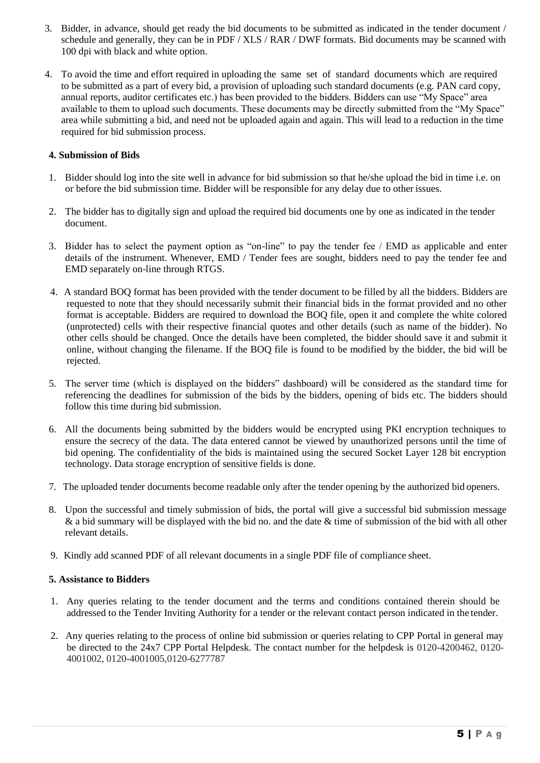3. Bidder, in advance, should get ready the bid documents to be submitted as indicated in the tender document / schedule and generally, they can be in PDF / XLS / RAR / DWF formats. Bid documents may be scanned with 100 dpi with black and white option.

4. To avoid the time and effort required in uploading the same set of standard documents which are required to be submitted as a part of every bid, a provision of uploading such standard documents (e.g. PAN card copy, annual reports, auditor certificates etc.) has been provided to the bidders. Bidders can use "My Space" area available to them to upload such documents. These documents may be directly submitted from the "My Space" area while submitting a bid, and need not be uploaded again and again. This will lead to a reduction in the time required for bid submission process.

### 4. Submission of Bids

1. Bidder should log into the site well in advance for bid submission so that he/she upload the bid in time i.e. on or before the bid submission time. Bidder will be responsible for any delay due to other issues.

2. The bidder has to digitally sign and upload the required bid documents one by one as indicated in the tender document.

3. Bidder has to select the payment option as "on-line" to pay the tender fee / EMD as applicable and enter details of the instrument. Whenever, EMD / Tender fees are sought, bidders need to pay the tender fee and EMD separately on-line through RTGS.

4. A standard BOQ format has been provided with the tender document to be filled by all the bidders. Bidders are requested to note that they should necessarily submit their financial bids in the format provided and no other format is acceptable. Bidders are required to download the BOQ file, open it and complete the white colored (unprotected) cells with their respective financial quotes and other details (such as name of the bidder). No other cells should be changed. Once the details have been completed, the bidder should save it and submit it online, without changing the filename. If the BOQ file is found to be modified by the bidder, the bid will be rejected.

5. The server time (which is displayed on the bidders" dashboard) will be considered as the standard time for referencing the deadlines for submission of the bids by the bidders, opening of bids etc. The bidders should follow this time during bid submission.

6. All the documents being submitted by the bidders would be encrypted using PKI encryption techniques to ensure the secrecy of the data. The data entered cannot be viewed by unauthorized persons until the time of bid opening. The confidentiality of the bids is maintained using the secured Socket Layer 128 bit encryption technology. Data storage encryption of sensitive fields is done.

7. The uploaded tender documents become readable only after the tender opening by the authorized bid openers.

8. Upon the successful and timely submission of bids, the portal will give a successful bid submission message & a bid summary will be displayed with the bid no. and the date & time of submission of the bid with all other relevant details.

9. Kindly add scanned PDF of all relevant documents in a single PDF file of compliance sheet.

### 5. Assistance to Bidders

1. Any queries relating to the tender document and the terms and conditions contained therein should be addressed to the Tender Inviting Authority for a tender or the relevant contact person indicated in the tender.

2. Any queries relating to the process of online bid submission or queries relating to CPP Portal in general may be directed to the 24x7 CPP Portal Helpdesk. The contact number for the helpdesk is 0120-4200462, 0120-4001002, 0120-4001005,0120-6277787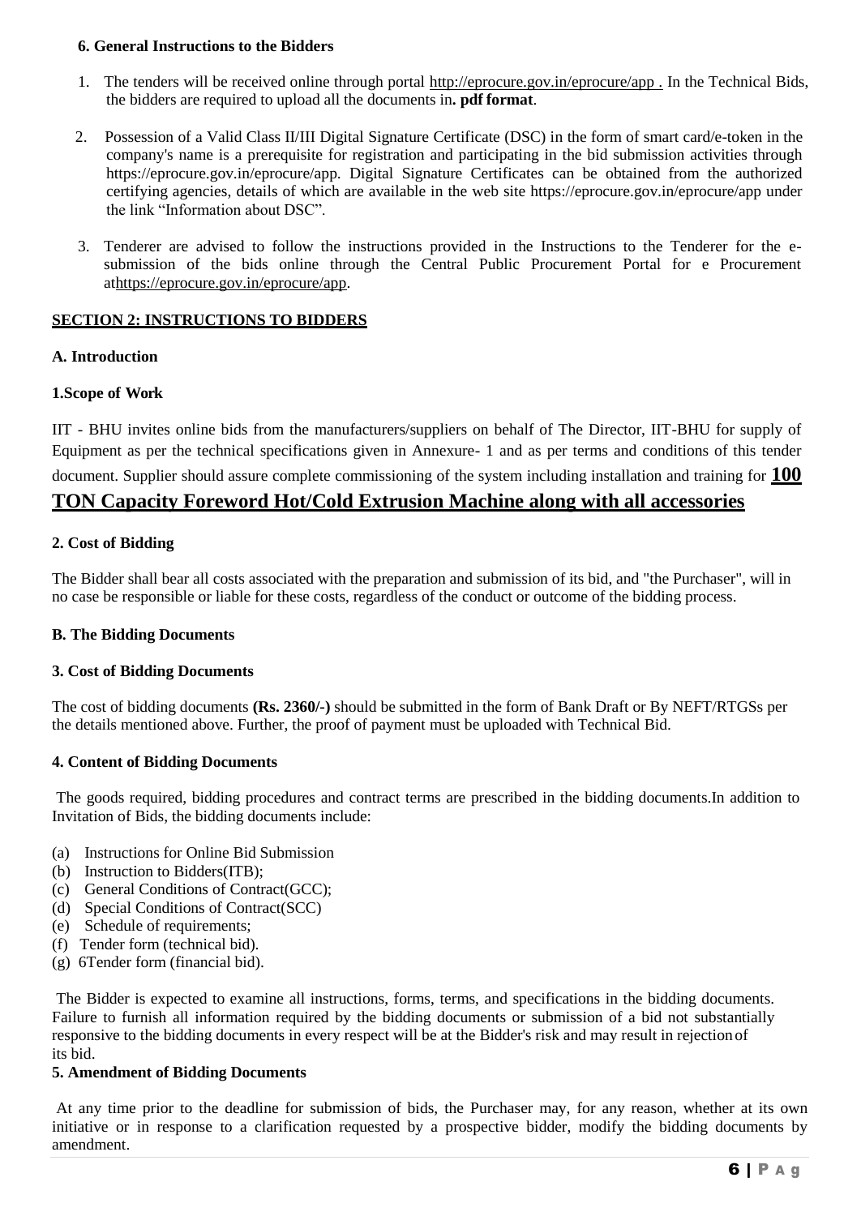**6. General Instructions to the Bidders**

1. The tenders will be received online through portal http://eprocure.gov.in/eprocure/app . In the Technical Bids, the bidders are required to upload all the documents in**. pdf format**.

2. Possession of a Valid Class II/III Digital Signature Certificate (DSC) in the form of smart card/e-token in the company's name is a prerequisite for registration and participating in the bid submission activities through https://eprocure.gov.in/eprocure/app. Digital Signature Certificates can be obtained from the authorized certifying agencies, details of which are available in the web site https://eprocure.gov.in/eprocure/app under the link "Information about DSC".

3. Tenderer are advised to follow the instructions provided in the Instructions to the Tenderer for the e-submission of the bids online through the Central Public Procurement Portal for e Procurement athttps://eprocure.gov.in/eprocure/app.

## SECTION 2: INSTRUCTIONS TO BIDDERS

### A. Introduction

**1.Scope of Work**

IIT - BHU invites online bids from the manufacturers/suppliers on behalf of The Director, IIT-BHU for supply of Equipment as per the technical specifications given in Annexure- 1 and as per terms and conditions of this tender document. Supplier should assure complete commissioning of the system including installation and training for **100 TON Capacity Foreword Hot/Cold Extrusion Machine along with all accessories**

**2. Cost of Bidding**

The Bidder shall bear all costs associated with the preparation and submission of its bid, and "the Purchaser", will in no case be responsible or liable for these costs, regardless of the conduct or outcome of the bidding process.

### B. The Bidding Documents

**3. Cost of Bidding Documents**

The cost of bidding documents **(Rs. 2360/-)** should be submitted in the form of Bank Draft or By NEFT/RTGSs per the details mentioned above. Further, the proof of payment must be uploaded with Technical Bid.

**4. Content of Bidding Documents**

The goods required, bidding procedures and contract terms are prescribed in the bidding documents.In addition to Invitation of Bids, the bidding documents include:

(a) Instructions for Online Bid Submission
(b) Instruction to Bidders(ITB);
(c) General Conditions of Contract(GCC);
(d) Special Conditions of Contract(SCC)
(e) Schedule of requirements;
(f) Tender form (technical bid).
(g) 6Tender form (financial bid).

The Bidder is expected to examine all instructions, forms, terms, and specifications in the bidding documents. Failure to furnish all information required by the bidding documents or submission of a bid not substantially responsive to the bidding documents in every respect will be at the Bidder's risk and may result in rejection of its bid.

**5. Amendment of Bidding Documents**

At any time prior to the deadline for submission of bids, the Purchaser may, for any reason, whether at its own initiative or in response to a clarification requested by a prospective bidder, modify the bidding documents by amendment.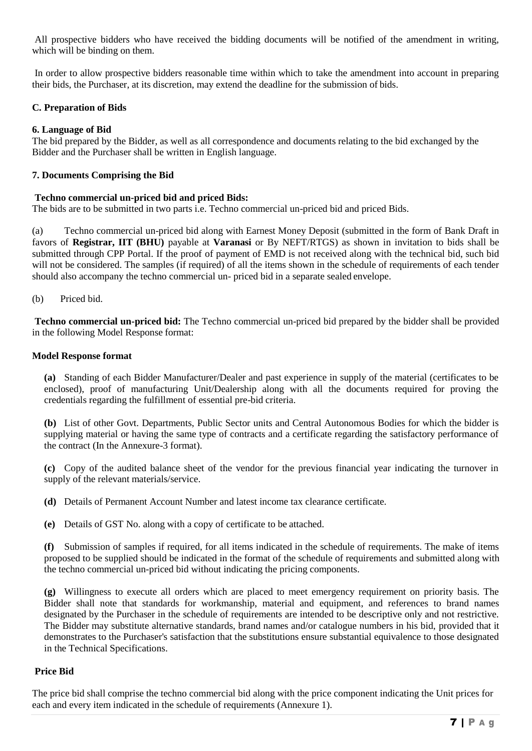All prospective bidders who have received the bidding documents will be notified of the amendment in writing, which will be binding on them.

In order to allow prospective bidders reasonable time within which to take the amendment into account in preparing their bids, the Purchaser, at its discretion, may extend the deadline for the submission of bids.

### C. Preparation of Bids

#### 6. Language of Bid

The bid prepared by the Bidder, as well as all correspondence and documents relating to the bid exchanged by the Bidder and the Purchaser shall be written in English language.

#### 7. Documents Comprising the Bid

**Techno commercial un-priced bid and priced Bids:**

The bids are to be submitted in two parts i.e. Techno commercial un-priced bid and priced Bids.

(a) Techno commercial un-priced bid along with Earnest Money Deposit (submitted in the form of Bank Draft in favors of **Registrar, IIT (BHU)** payable at **Varanasi** or By NEFT/RTGS) as shown in invitation to bids shall be submitted through CPP Portal. If the proof of payment of EMD is not received along with the technical bid, such bid will not be considered. The samples (if required) of all the items shown in the schedule of requirements of each tender should also accompany the techno commercial un- priced bid in a separate sealed envelope.

(b) Priced bid.

**Techno commercial un-priced bid:** The Techno commercial un-priced bid prepared by the bidder shall be provided in the following Model Response format:

**Model Response format**

**(a)** Standing of each Bidder Manufacturer/Dealer and past experience in supply of the material (certificates to be enclosed), proof of manufacturing Unit/Dealership along with all the documents required for proving the credentials regarding the fulfillment of essential pre-bid criteria.

**(b)** List of other Govt. Departments, Public Sector units and Central Autonomous Bodies for which the bidder is supplying material or having the same type of contracts and a certificate regarding the satisfactory performance of the contract (In the Annexure-3 format).

**(c)** Copy of the audited balance sheet of the vendor for the previous financial year indicating the turnover in supply of the relevant materials/service.

**(d)** Details of Permanent Account Number and latest income tax clearance certificate.

**(e)** Details of GST No. along with a copy of certificate to be attached.

**(f)** Submission of samples if required, for all items indicated in the schedule of requirements. The make of items proposed to be supplied should be indicated in the format of the schedule of requirements and submitted along with the techno commercial un-priced bid without indicating the pricing components.

**(g)** Willingness to execute all orders which are placed to meet emergency requirement on priority basis. The Bidder shall note that standards for workmanship, material and equipment, and references to brand names designated by the Purchaser in the schedule of requirements are intended to be descriptive only and not restrictive. The Bidder may substitute alternative standards, brand names and/or catalogue numbers in his bid, provided that it demonstrates to the Purchaser's satisfaction that the substitutions ensure substantial equivalence to those designated in the Technical Specifications.

**Price Bid**

The price bid shall comprise the techno commercial bid along with the price component indicating the Unit prices for each and every item indicated in the schedule of requirements (Annexure 1).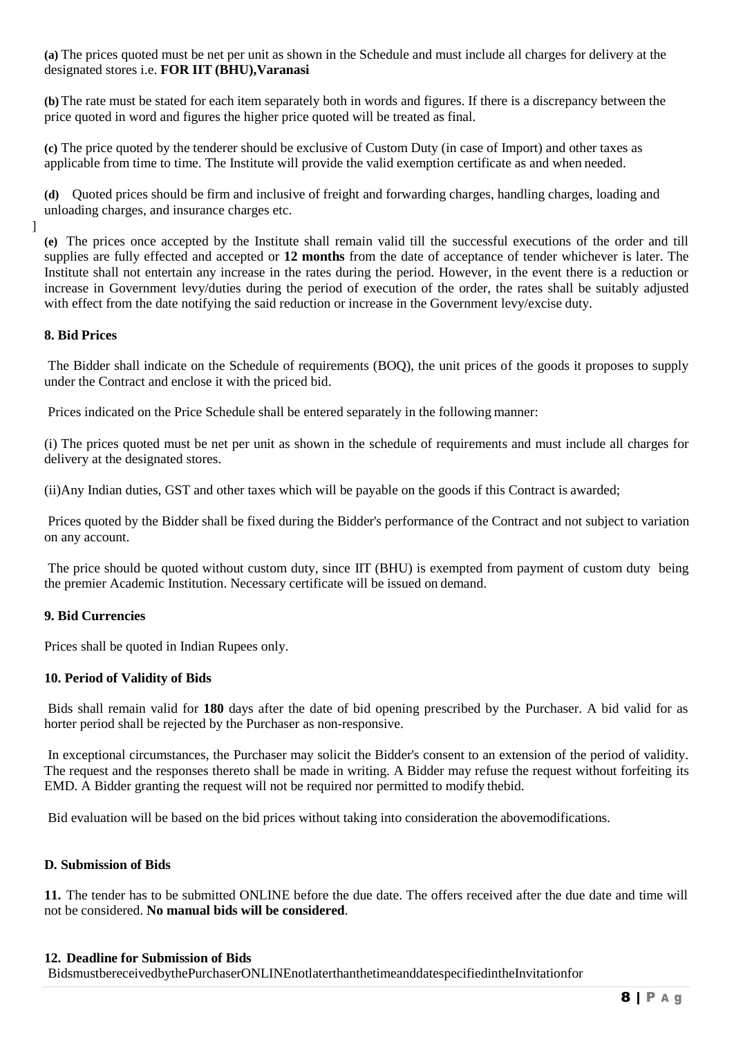**(a)** The prices quoted must be net per unit as shown in the Schedule and must include all charges for delivery at the designated stores i.e. **FOR IIT (BHU),Varanasi**

**(b)** The rate must be stated for each item separately both in words and figures. If there is a discrepancy between the price quoted in word and figures the higher price quoted will be treated as final.

**(c)** The price quoted by the tenderer should be exclusive of Custom Duty (in case of Import) and other taxes as applicable from time to time. The Institute will provide the valid exemption certificate as and when needed.

**(d)** Quoted prices should be firm and inclusive of freight and forwarding charges, handling charges, loading and unloading charges, and insurance charges etc.

]

**(e)** The prices once accepted by the Institute shall remain valid till the successful executions of the order and till supplies are fully effected and accepted or **12 months** from the date of acceptance of tender whichever is later. The Institute shall not entertain any increase in the rates during the period. However, in the event there is a reduction or increase in Government levy/duties during the period of execution of the order, the rates shall be suitably adjusted with effect from the date notifying the said reduction or increase in the Government levy/excise duty.

**8. Bid Prices**

The Bidder shall indicate on the Schedule of requirements (BOQ), the unit prices of the goods it proposes to supply under the Contract and enclose it with the priced bid.

Prices indicated on the Price Schedule shall be entered separately in the following manner:

(i) The prices quoted must be net per unit as shown in the schedule of requirements and must include all charges for delivery at the designated stores.

(ii)Any Indian duties, GST and other taxes which will be payable on the goods if this Contract is awarded;

Prices quoted by the Bidder shall be fixed during the Bidder's performance of the Contract and not subject to variation on any account.

The price should be quoted without custom duty, since IIT (BHU) is exempted from payment of custom duty being the premier Academic Institution. Necessary certificate will be issued on demand.

**9. Bid Currencies**

Prices shall be quoted in Indian Rupees only.

**10. Period of Validity of Bids**

Bids shall remain valid for **180** days after the date of bid opening prescribed by the Purchaser. A bid valid for as horter period shall be rejected by the Purchaser as non-responsive.

In exceptional circumstances, the Purchaser may solicit the Bidder's consent to an extension of the period of validity. The request and the responses thereto shall be made in writing. A Bidder may refuse the request without forfeiting its EMD. A Bidder granting the request will not be required nor permitted to modify thebid.

Bid evaluation will be based on the bid prices without taking into consideration the abovemodifications.

**D. Submission of Bids**

**11.** The tender has to be submitted ONLINE before the due date. The offers received after the due date and time will not be considered. **No manual bids will be considered**.

**12. Deadline for Submission of Bids**

BidsmustbereceivedbythePurchaserONLINEnotlaterthanthetimeanddatespecifiedintheInvitationfor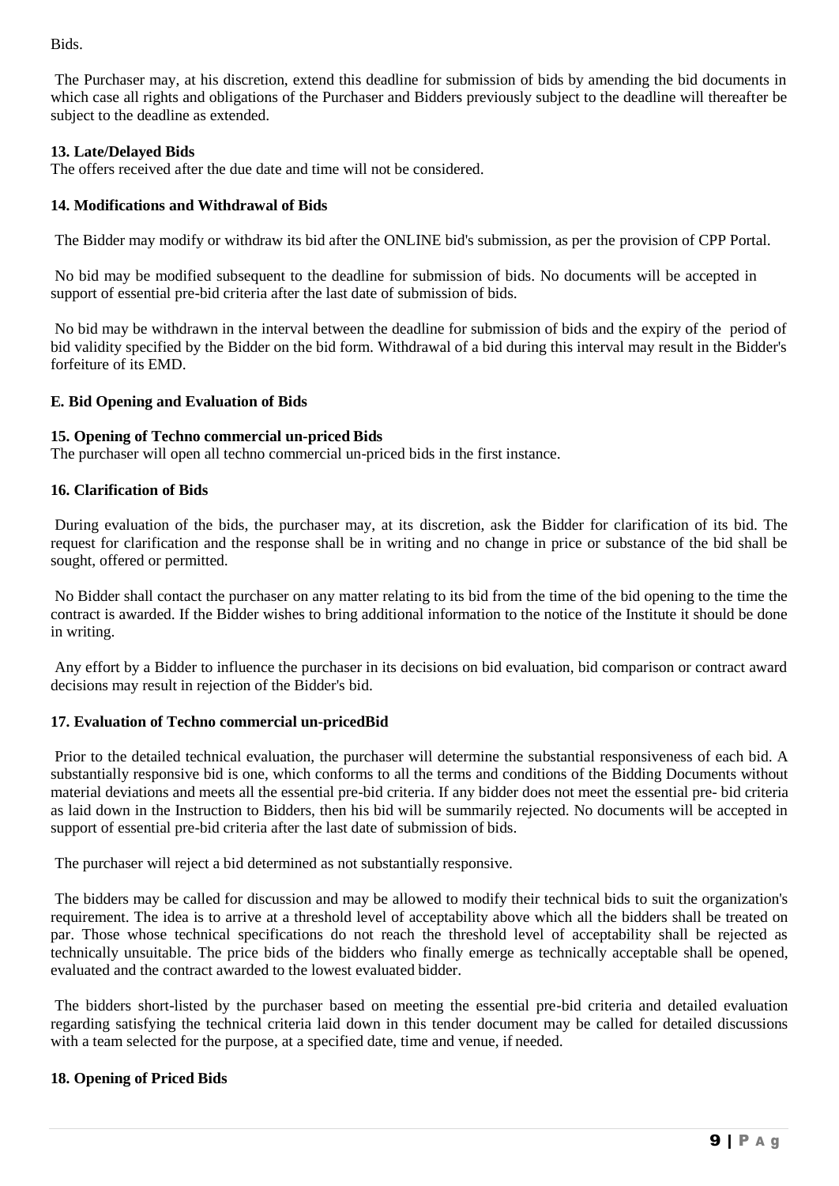Bids.

The Purchaser may, at his discretion, extend this deadline for submission of bids by amending the bid documents in which case all rights and obligations of the Purchaser and Bidders previously subject to the deadline will thereafter be subject to the deadline as extended.

**13. Late/Delayed Bids**

The offers received after the due date and time will not be considered.

**14. Modifications and Withdrawal of Bids**

The Bidder may modify or withdraw its bid after the ONLINE bid's submission, as per the provision of CPP Portal.

No bid may be modified subsequent to the deadline for submission of bids. No documents will be accepted in support of essential pre-bid criteria after the last date of submission of bids.

No bid may be withdrawn in the interval between the deadline for submission of bids and the expiry of the period of bid validity specified by the Bidder on the bid form. Withdrawal of a bid during this interval may result in the Bidder's forfeiture of its EMD.

**E. Bid Opening and Evaluation of Bids**

**15. Opening of Techno commercial un-priced Bids**

The purchaser will open all techno commercial un-priced bids in the first instance.

**16. Clarification of Bids**

During evaluation of the bids, the purchaser may, at its discretion, ask the Bidder for clarification of its bid. The request for clarification and the response shall be in writing and no change in price or substance of the bid shall be sought, offered or permitted.

No Bidder shall contact the purchaser on any matter relating to its bid from the time of the bid opening to the time the contract is awarded. If the Bidder wishes to bring additional information to the notice of the Institute it should be done in writing.

Any effort by a Bidder to influence the purchaser in its decisions on bid evaluation, bid comparison or contract award decisions may result in rejection of the Bidder's bid.

**17. Evaluation of Techno commercial un-pricedBid**

Prior to the detailed technical evaluation, the purchaser will determine the substantial responsiveness of each bid. A substantially responsive bid is one, which conforms to all the terms and conditions of the Bidding Documents without material deviations and meets all the essential pre-bid criteria. If any bidder does not meet the essential pre- bid criteria as laid down in the Instruction to Bidders, then his bid will be summarily rejected. No documents will be accepted in support of essential pre-bid criteria after the last date of submission of bids.

The purchaser will reject a bid determined as not substantially responsive.

The bidders may be called for discussion and may be allowed to modify their technical bids to suit the organization's requirement. The idea is to arrive at a threshold level of acceptability above which all the bidders shall be treated on par. Those whose technical specifications do not reach the threshold level of acceptability shall be rejected as technically unsuitable. The price bids of the bidders who finally emerge as technically acceptable shall be opened, evaluated and the contract awarded to the lowest evaluated bidder.

The bidders short-listed by the purchaser based on meeting the essential pre-bid criteria and detailed evaluation regarding satisfying the technical criteria laid down in this tender document may be called for detailed discussions with a team selected for the purpose, at a specified date, time and venue, if needed.

**18. Opening of Priced Bids**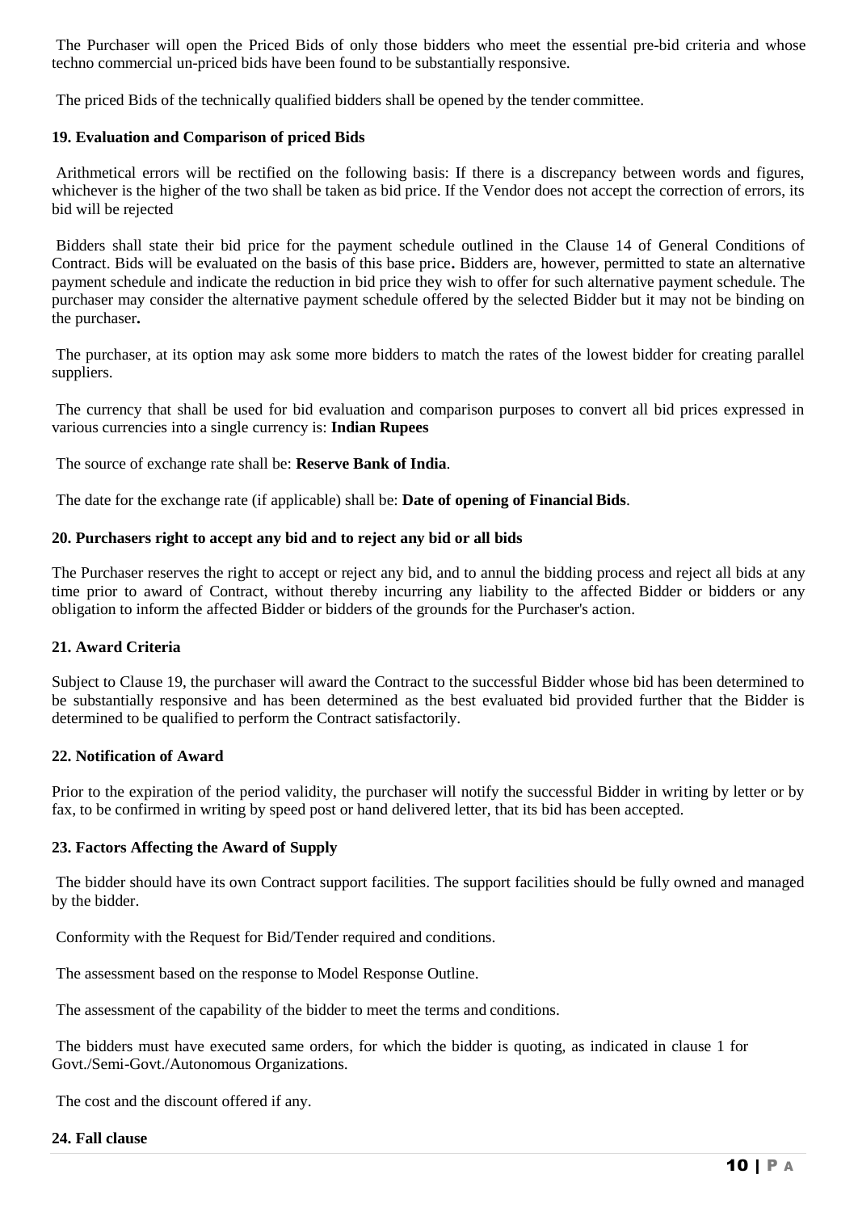The Purchaser will open the Priced Bids of only those bidders who meet the essential pre-bid criteria and whose techno commercial un-priced bids have been found to be substantially responsive.

The priced Bids of the technically qualified bidders shall be opened by the tender committee.

### 19. Evaluation and Comparison of priced Bids

Arithmetical errors will be rectified on the following basis: If there is a discrepancy between words and figures, whichever is the higher of the two shall be taken as bid price. If the Vendor does not accept the correction of errors, its bid will be rejected

Bidders shall state their bid price for the payment schedule outlined in the Clause 14 of General Conditions of Contract. Bids will be evaluated on the basis of this base price**.** Bidders are, however, permitted to state an alternative payment schedule and indicate the reduction in bid price they wish to offer for such alternative payment schedule. The purchaser may consider the alternative payment schedule offered by the selected Bidder but it may not be binding on the purchaser**.**

The purchaser, at its option may ask some more bidders to match the rates of the lowest bidder for creating parallel suppliers.

The currency that shall be used for bid evaluation and comparison purposes to convert all bid prices expressed in various currencies into a single currency is: **Indian Rupees**

The source of exchange rate shall be: **Reserve Bank of India**.

The date for the exchange rate (if applicable) shall be: **Date of opening of Financial Bids**.

### 20. Purchasers right to accept any bid and to reject any bid or all bids

The Purchaser reserves the right to accept or reject any bid, and to annul the bidding process and reject all bids at any time prior to award of Contract, without thereby incurring any liability to the affected Bidder or bidders or any obligation to inform the affected Bidder or bidders of the grounds for the Purchaser's action.

### 21. Award Criteria

Subject to Clause 19, the purchaser will award the Contract to the successful Bidder whose bid has been determined to be substantially responsive and has been determined as the best evaluated bid provided further that the Bidder is determined to be qualified to perform the Contract satisfactorily.

### 22. Notification of Award

Prior to the expiration of the period validity, the purchaser will notify the successful Bidder in writing by letter or by fax, to be confirmed in writing by speed post or hand delivered letter, that its bid has been accepted.

### 23. Factors Affecting the Award of Supply

The bidder should have its own Contract support facilities. The support facilities should be fully owned and managed by the bidder.

Conformity with the Request for Bid/Tender required and conditions.

The assessment based on the response to Model Response Outline.

The assessment of the capability of the bidder to meet the terms and conditions.

The bidders must have executed same orders, for which the bidder is quoting, as indicated in clause 1 for Govt./Semi-Govt./Autonomous Organizations.

The cost and the discount offered if any.

### 24. Fall clause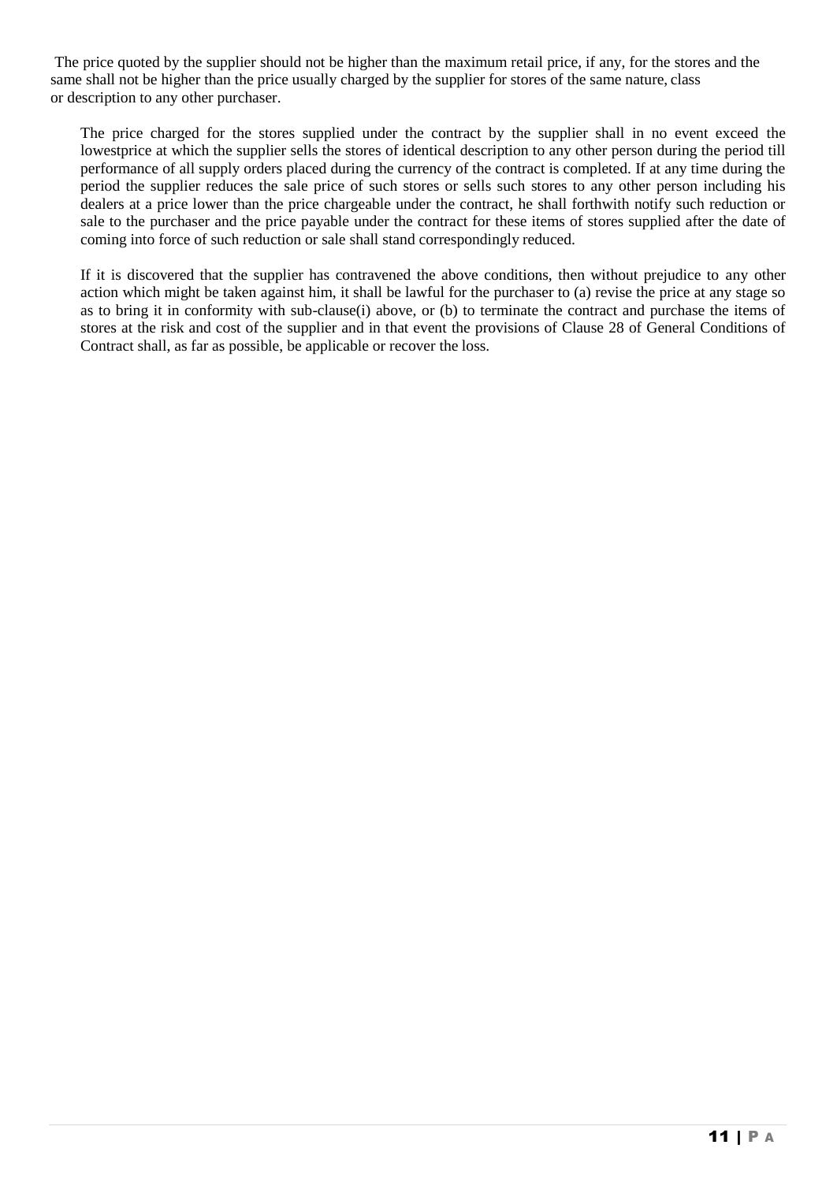The price quoted by the supplier should not be higher than the maximum retail price, if any, for the stores and the same shall not be higher than the price usually charged by the supplier for stores of the same nature, class or description to any other purchaser.

The price charged for the stores supplied under the contract by the supplier shall in no event exceed the lowestprice at which the supplier sells the stores of identical description to any other person during the period till performance of all supply orders placed during the currency of the contract is completed. If at any time during the period the supplier reduces the sale price of such stores or sells such stores to any other person including his dealers at a price lower than the price chargeable under the contract, he shall forthwith notify such reduction or sale to the purchaser and the price payable under the contract for these items of stores supplied after the date of coming into force of such reduction or sale shall stand correspondingly reduced.

If it is discovered that the supplier has contravened the above conditions, then without prejudice to any other action which might be taken against him, it shall be lawful for the purchaser to (a) revise the price at any stage so as to bring it in conformity with sub-clause(i) above, or (b) to terminate the contract and purchase the items of stores at the risk and cost of the supplier and in that event the provisions of Clause 28 of General Conditions of Contract shall, as far as possible, be applicable or recover the loss.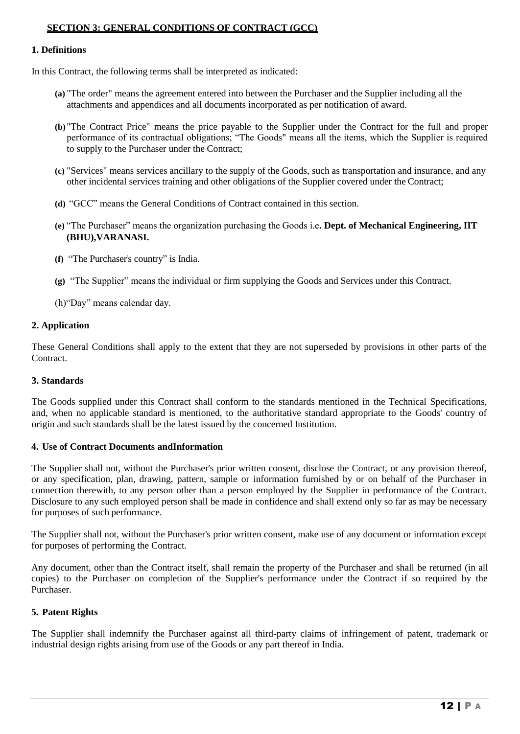## SECTION 3: GENERAL CONDITIONS OF CONTRACT (GCC)

### 1. Definitions

In this Contract, the following terms shall be interpreted as indicated:

**(a)** "The order" means the agreement entered into between the Purchaser and the Supplier including all the attachments and appendices and all documents incorporated as per notification of award.

**(b)** "The Contract Price" means the price payable to the Supplier under the Contract for the full and proper performance of its contractual obligations; "The Goods" means all the items, which the Supplier is required to supply to the Purchaser under the Contract;

**(c)** "Services" means services ancillary to the supply of the Goods, such as transportation and insurance, and any other incidental services training and other obligations of the Supplier covered under the Contract;

**(d)** "GCC" means the General Conditions of Contract contained in this section.

**(e)** "The Purchaser" means the organization purchasing the Goods i.e**. Dept. of Mechanical Engineering, IIT (BHU),VARANASI.**

**(f)** "The Purchaser's country" is India.

**(g)** "The Supplier" means the individual or firm supplying the Goods and Services under this Contract.

(h)"Day" means calendar day.

### 2. Application

These General Conditions shall apply to the extent that they are not superseded by provisions in other parts of the Contract.

### 3. Standards

The Goods supplied under this Contract shall conform to the standards mentioned in the Technical Specifications, and, when no applicable standard is mentioned, to the authoritative standard appropriate to the Goods' country of origin and such standards shall be the latest issued by the concerned Institution.

### 4. Use of Contract Documents andInformation

The Supplier shall not, without the Purchaser's prior written consent, disclose the Contract, or any provision thereof, or any specification, plan, drawing, pattern, sample or information furnished by or on behalf of the Purchaser in connection therewith, to any person other than a person employed by the Supplier in performance of the Contract. Disclosure to any such employed person shall be made in confidence and shall extend only so far as may be necessary for purposes of such performance.

The Supplier shall not, without the Purchaser's prior written consent, make use of any document or information except for purposes of performing the Contract.

Any document, other than the Contract itself, shall remain the property of the Purchaser and shall be returned (in all copies) to the Purchaser on completion of the Supplier's performance under the Contract if so required by the Purchaser.

### 5. Patent Rights

The Supplier shall indemnify the Purchaser against all third-party claims of infringement of patent, trademark or industrial design rights arising from use of the Goods or any part thereof in India.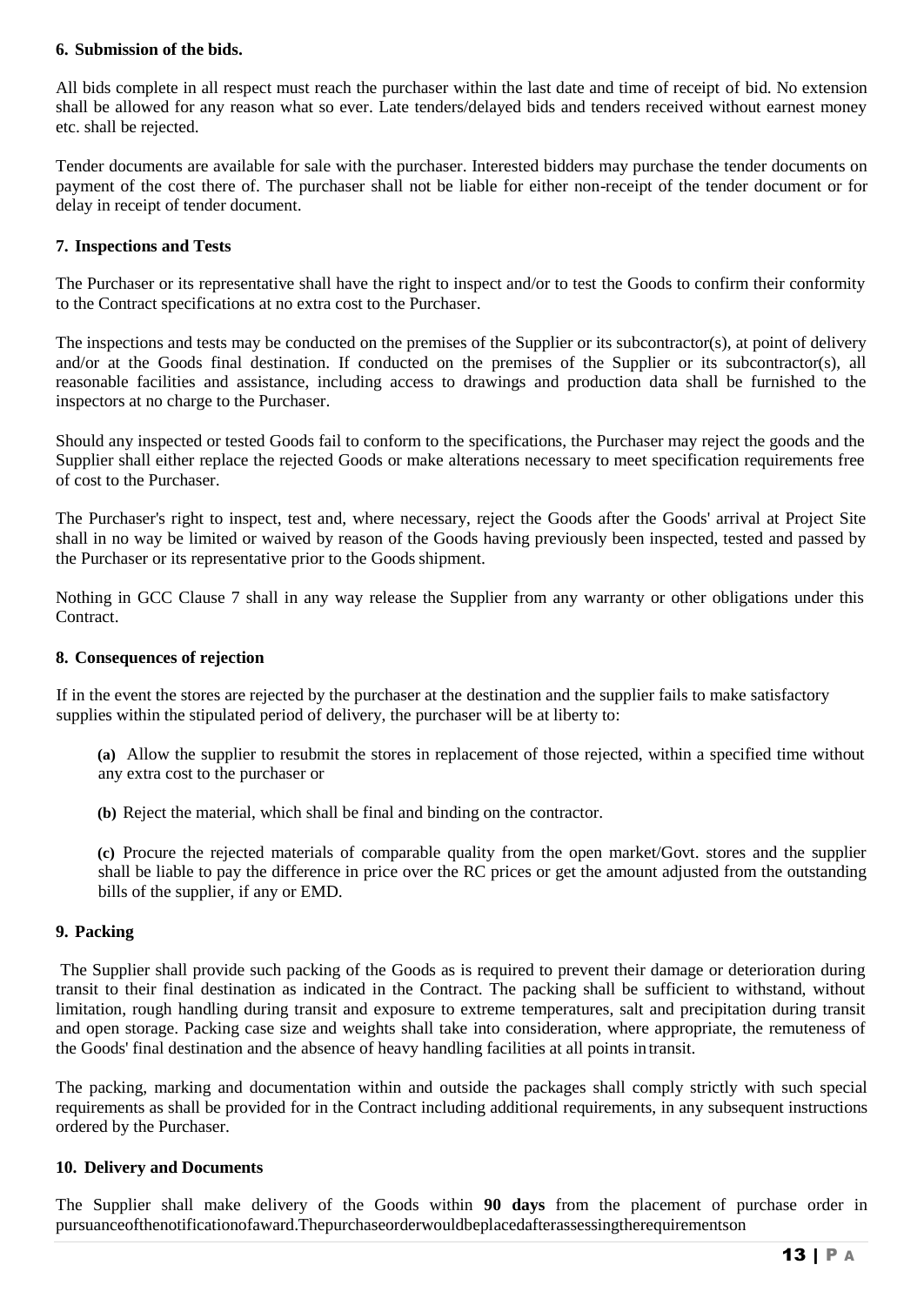### 6. Submission of the bids.

All bids complete in all respect must reach the purchaser within the last date and time of receipt of bid. No extension shall be allowed for any reason what so ever. Late tenders/delayed bids and tenders received without earnest money etc. shall be rejected.

Tender documents are available for sale with the purchaser. Interested bidders may purchase the tender documents on payment of the cost there of. The purchaser shall not be liable for either non-receipt of the tender document or for delay in receipt of tender document.

### 7. Inspections and Tests

The Purchaser or its representative shall have the right to inspect and/or to test the Goods to confirm their conformity to the Contract specifications at no extra cost to the Purchaser.

The inspections and tests may be conducted on the premises of the Supplier or its subcontractor(s), at point of delivery and/or at the Goods final destination. If conducted on the premises of the Supplier or its subcontractor(s), all reasonable facilities and assistance, including access to drawings and production data shall be furnished to the inspectors at no charge to the Purchaser.

Should any inspected or tested Goods fail to conform to the specifications, the Purchaser may reject the goods and the Supplier shall either replace the rejected Goods or make alterations necessary to meet specification requirements free of cost to the Purchaser.

The Purchaser's right to inspect, test and, where necessary, reject the Goods after the Goods' arrival at Project Site shall in no way be limited or waived by reason of the Goods having previously been inspected, tested and passed by the Purchaser or its representative prior to the Goods shipment.

Nothing in GCC Clause 7 shall in any way release the Supplier from any warranty or other obligations under this Contract.

### 8. Consequences of rejection

If in the event the stores are rejected by the purchaser at the destination and the supplier fails to make satisfactory supplies within the stipulated period of delivery, the purchaser will be at liberty to:

**(a)** Allow the supplier to resubmit the stores in replacement of those rejected, within a specified time without any extra cost to the purchaser or

**(b)** Reject the material, which shall be final and binding on the contractor.

**(c)** Procure the rejected materials of comparable quality from the open market/Govt. stores and the supplier shall be liable to pay the difference in price over the RC prices or get the amount adjusted from the outstanding bills of the supplier, if any or EMD.

### 9. Packing

The Supplier shall provide such packing of the Goods as is required to prevent their damage or deterioration during transit to their final destination as indicated in the Contract. The packing shall be sufficient to withstand, without limitation, rough handling during transit and exposure to extreme temperatures, salt and precipitation during transit and open storage. Packing case size and weights shall take into consideration, where appropriate, the remoteness of the Goods' final destination and the absence of heavy handling facilities at all points in transit.

The packing, marking and documentation within and outside the packages shall comply strictly with such special requirements as shall be provided for in the Contract including additional requirements, in any subsequent instructions ordered by the Purchaser.

### 10. Delivery and Documents

The Supplier shall make delivery of the Goods within **90 days** from the placement of purchase order in pursuance of the notification of award. The purchase order would be placed after assessing the requirements on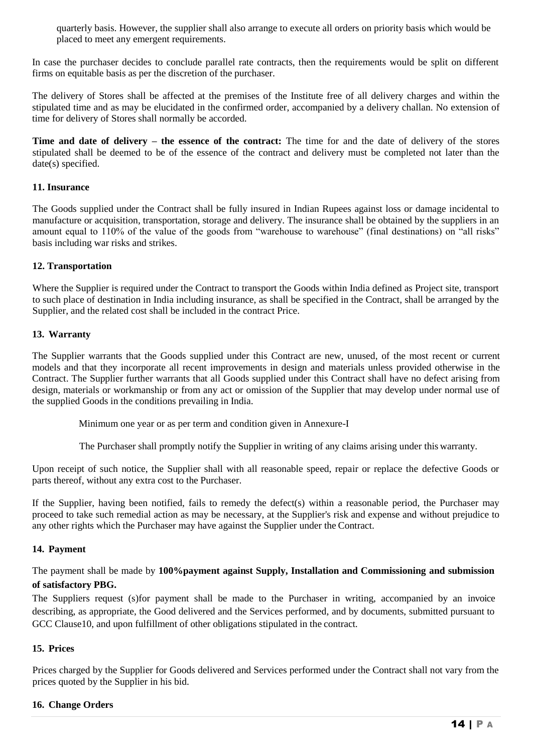quarterly basis. However, the supplier shall also arrange to execute all orders on priority basis which would be placed to meet any emergent requirements.

In case the purchaser decides to conclude parallel rate contracts, then the requirements would be split on different firms on equitable basis as per the discretion of the purchaser.

The delivery of Stores shall be affected at the premises of the Institute free of all delivery charges and within the stipulated time and as may be elucidated in the confirmed order, accompanied by a delivery challan. No extension of time for delivery of Stores shall normally be accorded.

**Time and date of delivery – the essence of the contract:** The time for and the date of delivery of the stores stipulated shall be deemed to be of the essence of the contract and delivery must be completed not later than the date(s) specified.

#### 11. Insurance

The Goods supplied under the Contract shall be fully insured in Indian Rupees against loss or damage incidental to manufacture or acquisition, transportation, storage and delivery. The insurance shall be obtained by the suppliers in an amount equal to 110% of the value of the goods from "warehouse to warehouse" (final destinations) on "all risks" basis including war risks and strikes.

#### 12. Transportation

Where the Supplier is required under the Contract to transport the Goods within India defined as Project site, transport to such place of destination in India including insurance, as shall be specified in the Contract, shall be arranged by the Supplier, and the related cost shall be included in the contract Price.

#### 13. Warranty

The Supplier warrants that the Goods supplied under this Contract are new, unused, of the most recent or current models and that they incorporate all recent improvements in design and materials unless provided otherwise in the Contract. The Supplier further warrants that all Goods supplied under this Contract shall have no defect arising from design, materials or workmanship or from any act or omission of the Supplier that may develop under normal use of the supplied Goods in the conditions prevailing in India.

Minimum one year or as per term and condition given in Annexure-I

The Purchaser shall promptly notify the Supplier in writing of any claims arising under this warranty.

Upon receipt of such notice, the Supplier shall with all reasonable speed, repair or replace the defective Goods or parts thereof, without any extra cost to the Purchaser.

If the Supplier, having been notified, fails to remedy the defect(s) within a reasonable period, the Purchaser may proceed to take such remedial action as may be necessary, at the Supplier's risk and expense and without prejudice to any other rights which the Purchaser may have against the Supplier under the Contract.

#### 14. Payment

The payment shall be made by **100%payment against Supply, Installation and Commissioning and submission of satisfactory PBG.**

The Suppliers request (s)for payment shall be made to the Purchaser in writing, accompanied by an invoice describing, as appropriate, the Good delivered and the Services performed, and by documents, submitted pursuant to GCC Clause10, and upon fulfillment of other obligations stipulated in the contract.

#### 15. Prices

Prices charged by the Supplier for Goods delivered and Services performed under the Contract shall not vary from the prices quoted by the Supplier in his bid.

#### 16. Change Orders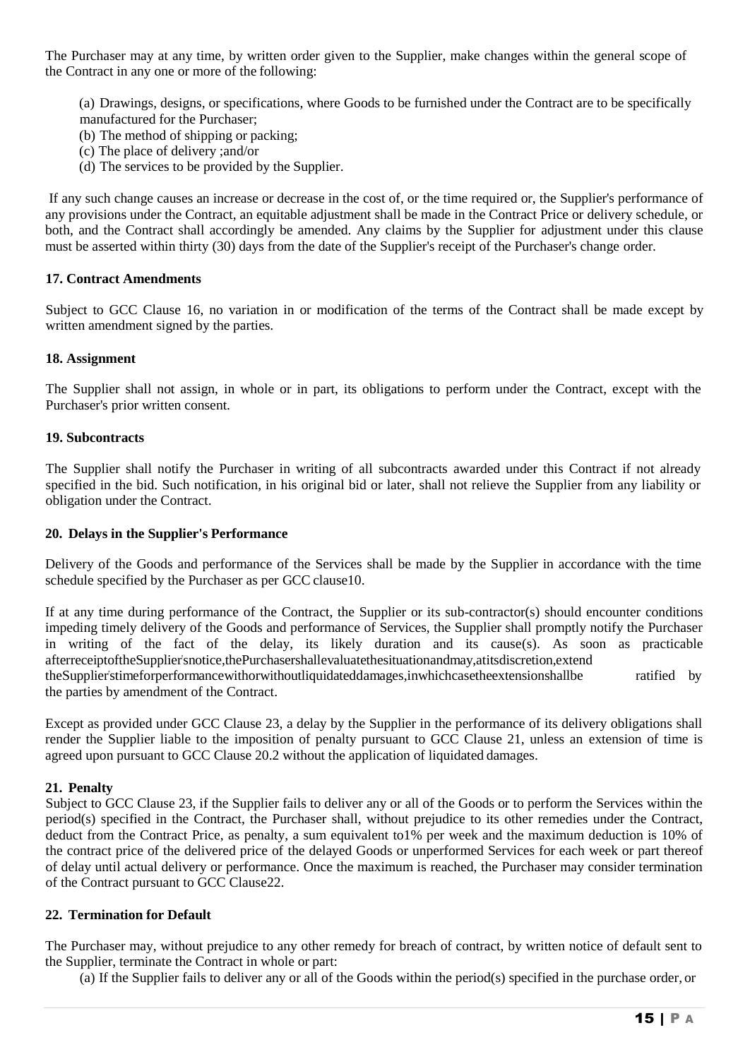The Purchaser may at any time, by written order given to the Supplier, make changes within the general scope of the Contract in any one or more of the following:

(a) Drawings, designs, or specifications, where Goods to be furnished under the Contract are to be specifically manufactured for the Purchaser;
(b) The method of shipping or packing;
(c) The place of delivery ;and/or
(d) The services to be provided by the Supplier.

If any such change causes an increase or decrease in the cost of, or the time required or, the Supplier's performance of any provisions under the Contract, an equitable adjustment shall be made in the Contract Price or delivery schedule, or both, and the Contract shall accordingly be amended. Any claims by the Supplier for adjustment under this clause must be asserted within thirty (30) days from the date of the Supplier's receipt of the Purchaser's change order.

### 17. Contract Amendments

Subject to GCC Clause 16, no variation in or modification of the terms of the Contract shall be made except by written amendment signed by the parties.

### 18. Assignment

The Supplier shall not assign, in whole or in part, its obligations to perform under the Contract, except with the Purchaser's prior written consent.

### 19. Subcontracts

The Supplier shall notify the Purchaser in writing of all subcontracts awarded under this Contract if not already specified in the bid. Such notification, in his original bid or later, shall not relieve the Supplier from any liability or obligation under the Contract.

### 20. Delays in the Supplier's Performance

Delivery of the Goods and performance of the Services shall be made by the Supplier in accordance with the time schedule specified by the Purchaser as per GCC clause10.

If at any time during performance of the Contract, the Supplier or its sub-contractor(s) should encounter conditions impeding timely delivery of the Goods and performance of Services, the Supplier shall promptly notify the Purchaser in writing of the fact of the delay, its likely duration and its cause(s). As soon as practicable afterreceiptoftheSupplier'snotice,thePurchasershallevaluatethesituationandmay,atitsdiscretion,extend theSupplier'stimeforperformancewithorwithoutliquidateddamages,inwhichcasetheextensionshallbe ratified by the parties by amendment of the Contract.

Except as provided under GCC Clause 23, a delay by the Supplier in the performance of its delivery obligations shall render the Supplier liable to the imposition of penalty pursuant to GCC Clause 21, unless an extension of time is agreed upon pursuant to GCC Clause 20.2 without the application of liquidated damages.

### 21. Penalty

Subject to GCC Clause 23, if the Supplier fails to deliver any or all of the Goods or to perform the Services within the period(s) specified in the Contract, the Purchaser shall, without prejudice to its other remedies under the Contract, deduct from the Contract Price, as penalty, a sum equivalent to1% per week and the maximum deduction is 10% of the contract price of the delivered price of the delayed Goods or unperformed Services for each week or part thereof of delay until actual delivery or performance. Once the maximum is reached, the Purchaser may consider termination of the Contract pursuant to GCC Clause22.

### 22. Termination for Default

The Purchaser may, without prejudice to any other remedy for breach of contract, by written notice of default sent to the Supplier, terminate the Contract in whole or part:

(a) If the Supplier fails to deliver any or all of the Goods within the period(s) specified in the purchase order, or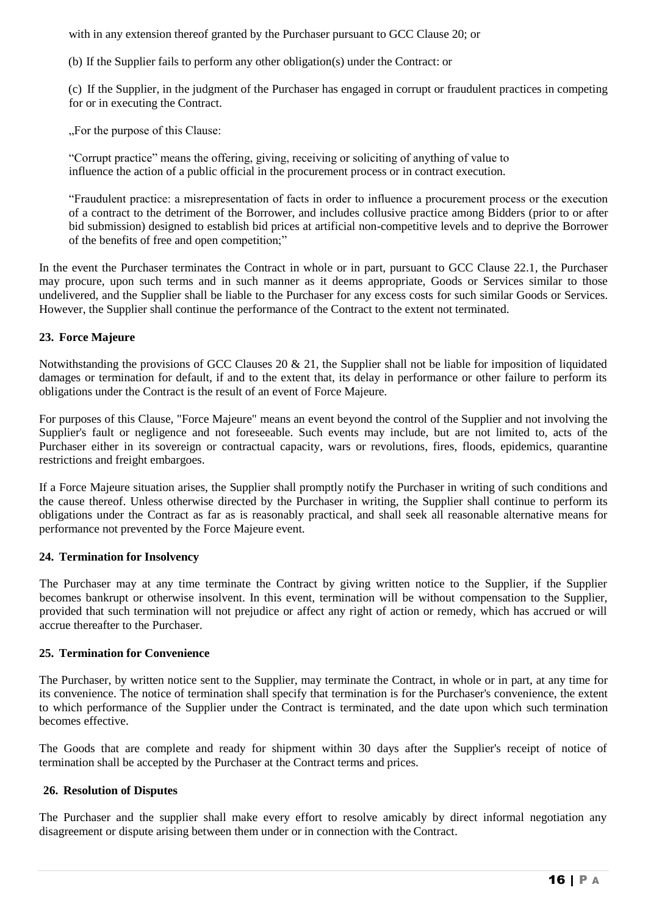with in any extension thereof granted by the Purchaser pursuant to GCC Clause 20; or

(b) If the Supplier fails to perform any other obligation(s) under the Contract: or

(c) If the Supplier, in the judgment of the Purchaser has engaged in corrupt or fraudulent practices in competing for or in executing the Contract.

„For the purpose of this Clause:

"Corrupt practice" means the offering, giving, receiving or soliciting of anything of value to influence the action of a public official in the procurement process or in contract execution.

"Fraudulent practice: a misrepresentation of facts in order to influence a procurement process or the execution of a contract to the detriment of the Borrower, and includes collusive practice among Bidders (prior to or after bid submission) designed to establish bid prices at artificial non-competitive levels and to deprive the Borrower of the benefits of free and open competition;"

In the event the Purchaser terminates the Contract in whole or in part, pursuant to GCC Clause 22.1, the Purchaser may procure, upon such terms and in such manner as it deems appropriate, Goods or Services similar to those undelivered, and the Supplier shall be liable to the Purchaser for any excess costs for such similar Goods or Services. However, the Supplier shall continue the performance of the Contract to the extent not terminated.

**23. Force Majeure**

Notwithstanding the provisions of GCC Clauses 20 & 21, the Supplier shall not be liable for imposition of liquidated damages or termination for default, if and to the extent that, its delay in performance or other failure to perform its obligations under the Contract is the result of an event of Force Majeure.

For purposes of this Clause, "Force Majeure" means an event beyond the control of the Supplier and not involving the Supplier's fault or negligence and not foreseeable. Such events may include, but are not limited to, acts of the Purchaser either in its sovereign or contractual capacity, wars or revolutions, fires, floods, epidemics, quarantine restrictions and freight embargoes.

If a Force Majeure situation arises, the Supplier shall promptly notify the Purchaser in writing of such conditions and the cause thereof. Unless otherwise directed by the Purchaser in writing, the Supplier shall continue to perform its obligations under the Contract as far as is reasonably practical, and shall seek all reasonable alternative means for performance not prevented by the Force Majeure event.

**24. Termination for Insolvency**

The Purchaser may at any time terminate the Contract by giving written notice to the Supplier, if the Supplier becomes bankrupt or otherwise insolvent. In this event, termination will be without compensation to the Supplier, provided that such termination will not prejudice or affect any right of action or remedy, which has accrued or will accrue thereafter to the Purchaser.

**25. Termination for Convenience**

The Purchaser, by written notice sent to the Supplier, may terminate the Contract, in whole or in part, at any time for its convenience. The notice of termination shall specify that termination is for the Purchaser's convenience, the extent to which performance of the Supplier under the Contract is terminated, and the date upon which such termination becomes effective.

The Goods that are complete and ready for shipment within 30 days after the Supplier's receipt of notice of termination shall be accepted by the Purchaser at the Contract terms and prices.

**26. Resolution of Disputes**

The Purchaser and the supplier shall make every effort to resolve amicably by direct informal negotiation any disagreement or dispute arising between them under or in connection with the Contract.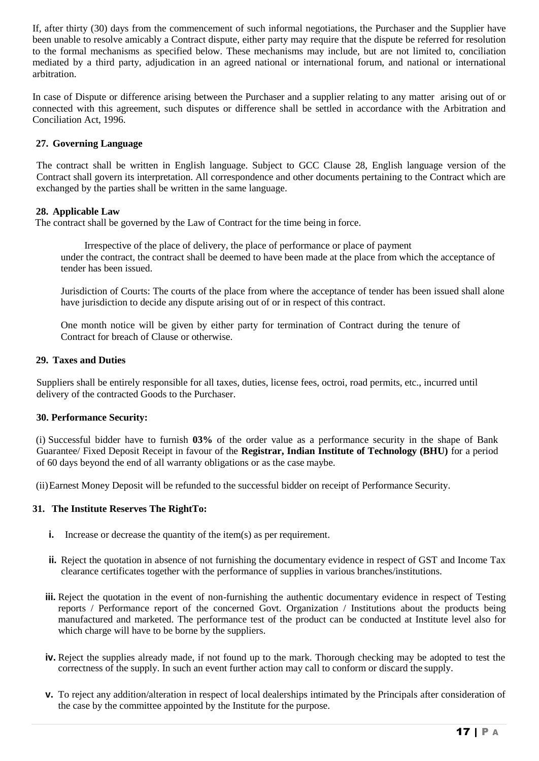If, after thirty (30) days from the commencement of such informal negotiations, the Purchaser and the Supplier have been unable to resolve amicably a Contract dispute, either party may require that the dispute be referred for resolution to the formal mechanisms as specified below. These mechanisms may include, but are not limited to, conciliation mediated by a third party, adjudication in an agreed national or international forum, and national or international arbitration.

In case of Dispute or difference arising between the Purchaser and a supplier relating to any matter arising out of or connected with this agreement, such disputes or difference shall be settled in accordance with the Arbitration and Conciliation Act, 1996.

**27. Governing Language**

The contract shall be written in English language. Subject to GCC Clause 28, English language version of the Contract shall govern its interpretation. All correspondence and other documents pertaining to the Contract which are exchanged by the parties shall be written in the same language.

**28. Applicable Law**

The contract shall be governed by the Law of Contract for the time being in force.

Irrespective of the place of delivery, the place of performance or place of payment under the contract, the contract shall be deemed to have been made at the place from which the acceptance of tender has been issued.

Jurisdiction of Courts: The courts of the place from where the acceptance of tender has been issued shall alone have jurisdiction to decide any dispute arising out of or in respect of this contract.

One month notice will be given by either party for termination of Contract during the tenure of Contract for breach of Clause or otherwise.

**29. Taxes and Duties**

Suppliers shall be entirely responsible for all taxes, duties, license fees, octroi, road permits, etc., incurred until delivery of the contracted Goods to the Purchaser.

**30. Performance Security:**

(i) Successful bidder have to furnish **03%** of the order value as a performance security in the shape of Bank Guarantee/ Fixed Deposit Receipt in favour of the **Registrar, Indian Institute of Technology (BHU)** for a period of 60 days beyond the end of all warranty obligations or as the case maybe.

(ii) Earnest Money Deposit will be refunded to the successful bidder on receipt of Performance Security.

**31. The Institute Reserves The RightTo:**

**i.** Increase or decrease the quantity of the item(s) as per requirement.

**ii.** Reject the quotation in absence of not furnishing the documentary evidence in respect of GST and Income Tax clearance certificates together with the performance of supplies in various branches/institutions.

**iii.** Reject the quotation in the event of non-furnishing the authentic documentary evidence in respect of Testing reports / Performance report of the concerned Govt. Organization / Institutions about the products being manufactured and marketed. The performance test of the product can be conducted at Institute level also for which charge will have to be borne by the suppliers.

**iv.** Reject the supplies already made, if not found up to the mark. Thorough checking may be adopted to test the correctness of the supply. In such an event further action may call to conform or discard the supply.

**v.** To reject any addition/alteration in respect of local dealerships intimated by the Principals after consideration of the case by the committee appointed by the Institute for the purpose.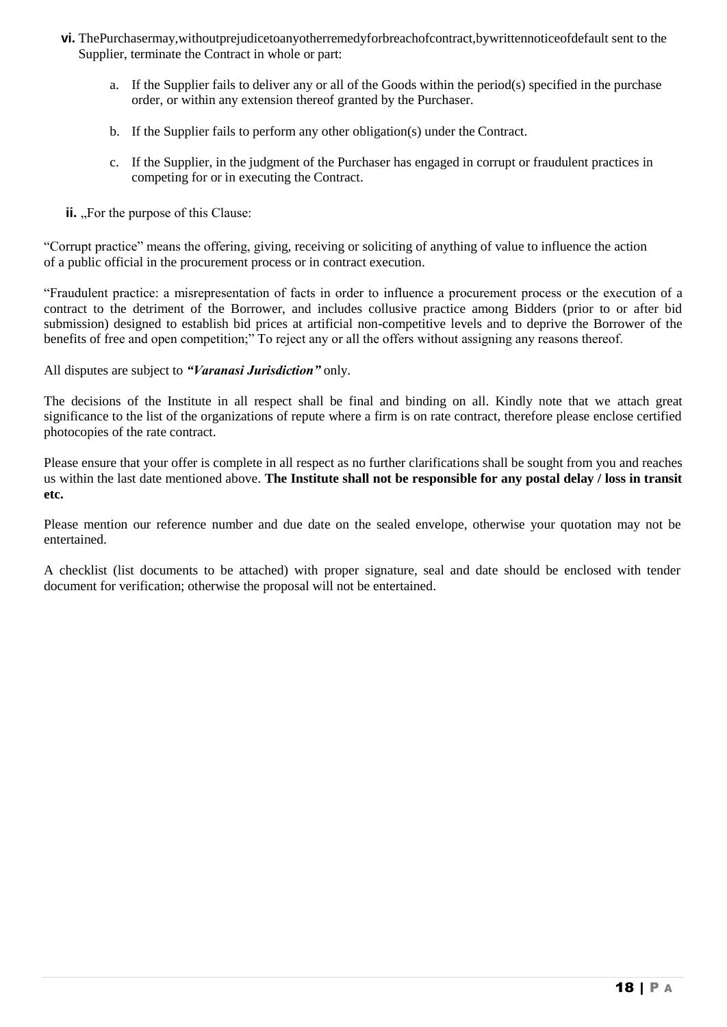**vi.** ThePurchasermay,withoutprejudicetoanyotherremedyforbreachofcontract,bywrittennoticeofdefault sent to the Supplier, terminate the Contract in whole or part:

a. If the Supplier fails to deliver any or all of the Goods within the period(s) specified in the purchase order, or within any extension thereof granted by the Purchaser.

b. If the Supplier fails to perform any other obligation(s) under the Contract.

c. If the Supplier, in the judgment of the Purchaser has engaged in corrupt or fraudulent practices in competing for or in executing the Contract.

**ii.** „For the purpose of this Clause:

"Corrupt practice" means the offering, giving, receiving or soliciting of anything of value to influence the action of a public official in the procurement process or in contract execution.

"Fraudulent practice: a misrepresentation of facts in order to influence a procurement process or the execution of a contract to the detriment of the Borrower, and includes collusive practice among Bidders (prior to or after bid submission) designed to establish bid prices at artificial non-competitive levels and to deprive the Borrower of the benefits of free and open competition;" To reject any or all the offers without assigning any reasons thereof.

All disputes are subject to ***"Varanasi Jurisdiction"*** only.

The decisions of the Institute in all respect shall be final and binding on all. Kindly note that we attach great significance to the list of the organizations of repute where a firm is on rate contract, therefore please enclose certified photocopies of the rate contract.

Please ensure that your offer is complete in all respect as no further clarifications shall be sought from you and reaches us within the last date mentioned above. **The Institute shall not be responsible for any postal delay / loss in transit etc.**

Please mention our reference number and due date on the sealed envelope, otherwise your quotation may not be entertained.

A checklist (list documents to be attached) with proper signature, seal and date should be enclosed with tender document for verification; otherwise the proposal will not be entertained.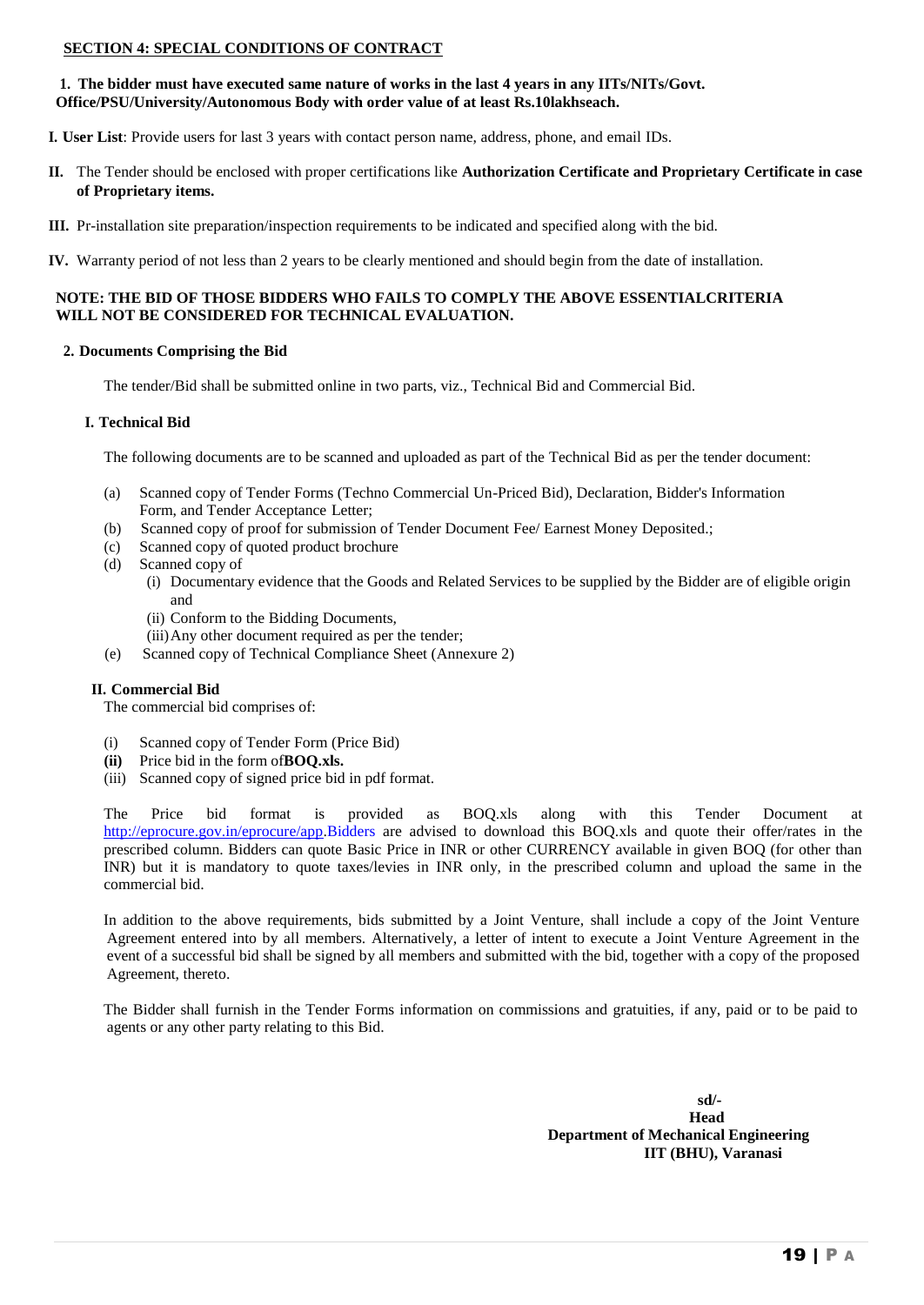## SECTION 4: SPECIAL CONDITIONS OF CONTRACT

**1. The bidder must have executed same nature of works in the last 4 years in any IITs/NITs/Govt. Office/PSU/University/Autonomous Body with order value of at least Rs.10lakhseach.**

**I. User List**: Provide users for last 3 years with contact person name, address, phone, and email IDs.

**II.** The Tender should be enclosed with proper certifications like **Authorization Certificate and Proprietary Certificate in case of Proprietary items.**

**III.** Pr-installation site preparation/inspection requirements to be indicated and specified along with the bid.

**IV.** Warranty period of not less than 2 years to be clearly mentioned and should begin from the date of installation.

**NOTE: THE BID OF THOSE BIDDERS WHO FAILS TO COMPLY THE ABOVE ESSENTIALCRITERIA WILL NOT BE CONSIDERED FOR TECHNICAL EVALUATION.**

**2. Documents Comprising the Bid**

The tender/Bid shall be submitted online in two parts, viz., Technical Bid and Commercial Bid.

**I. Technical Bid**

The following documents are to be scanned and uploaded as part of the Technical Bid as per the tender document:

(a) Scanned copy of Tender Forms (Techno Commercial Un-Priced Bid), Declaration, Bidder's Information Form, and Tender Acceptance Letter;
(b) Scanned copy of proof for submission of Tender Document Fee/ Earnest Money Deposited.;
(c) Scanned copy of quoted product brochure
(d) Scanned copy of
 (i) Documentary evidence that the Goods and Related Services to be supplied by the Bidder are of eligible origin and
 (ii) Conform to the Bidding Documents,
 (iii) Any other document required as per the tender;
(e) Scanned copy of Technical Compliance Sheet (Annexure 2)

**II. Commercial Bid**

The commercial bid comprises of:

(i) Scanned copy of Tender Form (Price Bid)
**(ii)** Price bid in the form of**BOQ.xls.**
(iii) Scanned copy of signed price bid in pdf format.

The Price bid format is provided as BOQ.xls along with this Tender Document at http://eprocure.gov.in/eprocure/app.Bidders are advised to download this BOQ.xls and quote their offer/rates in the prescribed column. Bidders can quote Basic Price in INR or other CURRENCY available in given BOQ (for other than INR) but it is mandatory to quote taxes/levies in INR only, in the prescribed column and upload the same in the commercial bid.

In addition to the above requirements, bids submitted by a Joint Venture, shall include a copy of the Joint Venture Agreement entered into by all members. Alternatively, a letter of intent to execute a Joint Venture Agreement in the event of a successful bid shall be signed by all members and submitted with the bid, together with a copy of the proposed Agreement, thereto.

The Bidder shall furnish in the Tender Forms information on commissions and gratuities, if any, paid or to be paid to agents or any other party relating to this Bid.

**sd/-**
**Head**
**Department of Mechanical Engineering**
**IIT (BHU), Varanasi**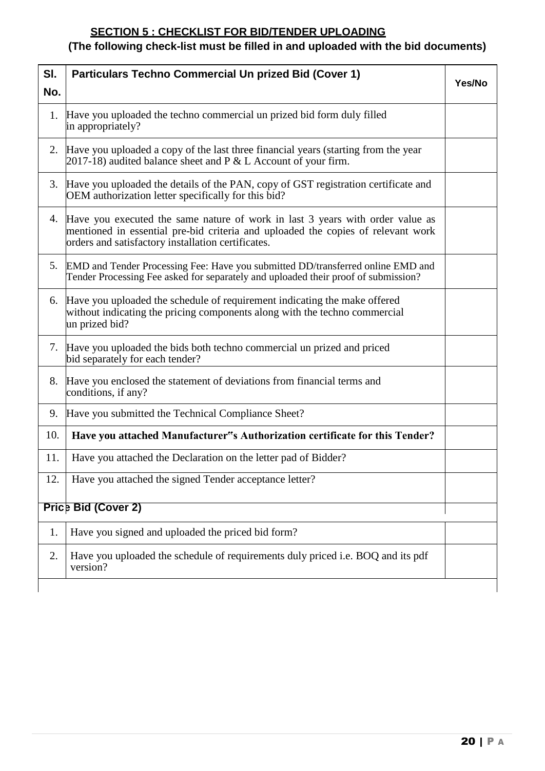## SECTION 5 : CHECKLIST FOR BID/TENDER UPLOADING

**(The following check-list must be filled in and uploaded with the bid documents)**

| Sl. No. | Particulars Techno Commercial Un prized Bid (Cover 1) | Yes/No |
|---|---|---|
| 1. | Have you uploaded the techno commercial un prized bid form duly filled in appropriately? | |
| 2. | Have you uploaded a copy of the last three financial years (starting from the year 2017-18) audited balance sheet and P & L Account of your firm. | |
| 3. | Have you uploaded the details of the PAN, copy of GST registration certificate and OEM authorization letter specifically for this bid? | |
| 4. | Have you executed the same nature of work in last 3 years with order value as mentioned in essential pre-bid criteria and uploaded the copies of relevant work orders and satisfactory installation certificates. | |
| 5. | EMD and Tender Processing Fee: Have you submitted DD/transferred online EMD and Tender Processing Fee asked for separately and uploaded their proof of submission? | |
| 6. | Have you uploaded the schedule of requirement indicating the make offered without indicating the pricing components along with the techno commercial un prized bid? | |
| 7. | Have you uploaded the bids both techno commercial un prized and priced bid separately for each tender? | |
| 8. | Have you enclosed the statement of deviations from financial terms and conditions, if any? | |
| 9. | Have you submitted the Technical Compliance Sheet? | |
| 10. | **Have you attached Manufacturer"s Authorization certificate for this Tender?** | |
| 11. | Have you attached the Declaration on the letter pad of Bidder? | |
| 12. | Have you attached the signed Tender acceptance letter? | |
| **Price Bid (Cover 2)** | | |
| 1. | Have you signed and uploaded the priced bid form? | |
| 2. | Have you uploaded the schedule of requirements duly priced i.e. BOQ and its pdf version? | |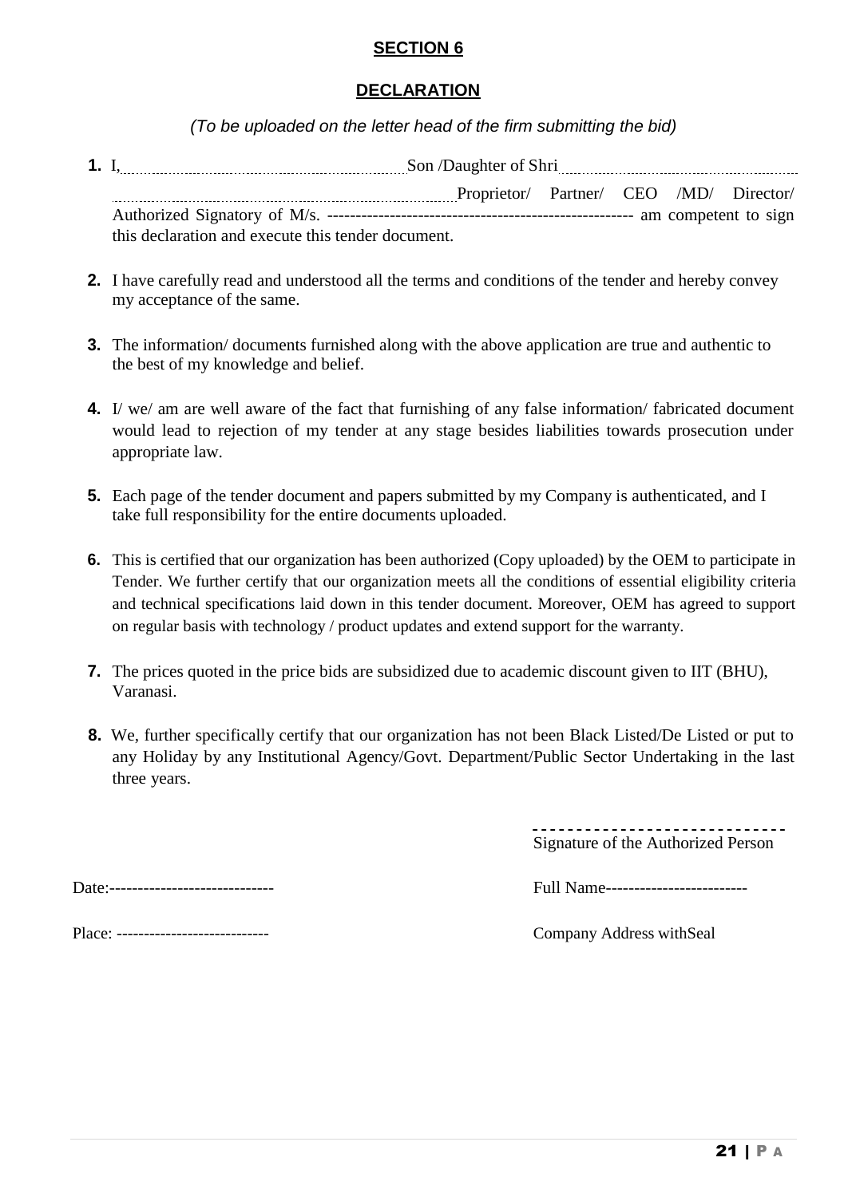## SECTION 6

## DECLARATION

*(To be uploaded on the letter head of the firm submitting the bid)*

1. I,...................................................... Son /Daughter of Shri ...................................................... ...................................................... Proprietor/ Partner/ CEO /MD/ Director/ Authorized Signatory of M/s. ----------------------------------------------------- am competent to sign this declaration and execute this tender document.

2. I have carefully read and understood all the terms and conditions of the tender and hereby convey my acceptance of the same.

3. The information/ documents furnished along with the above application are true and authentic to the best of my knowledge and belief.

4. I/ we/ am are well aware of the fact that furnishing of any false information/ fabricated document would lead to rejection of my tender at any stage besides liabilities towards prosecution under appropriate law.

5. Each page of the tender document and papers submitted by my Company is authenticated, and I take full responsibility for the entire documents uploaded.

6. This is certified that our organization has been authorized (Copy uploaded) by the OEM to participate in Tender. We further certify that our organization meets all the conditions of essential eligibility criteria and technical specifications laid down in this tender document. Moreover, OEM has agreed to support on regular basis with technology / product updates and extend support for the warranty.

7. The prices quoted in the price bids are subsidized due to academic discount given to IIT (BHU), Varanasi.

8. We, further specifically certify that our organization has not been Black Listed/De Listed or put to any Holiday by any Institutional Agency/Govt. Department/Public Sector Undertaking in the last three years.

------------------------------
Signature of the Authorized Person

Date:-----------------------------

Full Name-------------------------

Place: ---------------------------

Company Address withSeal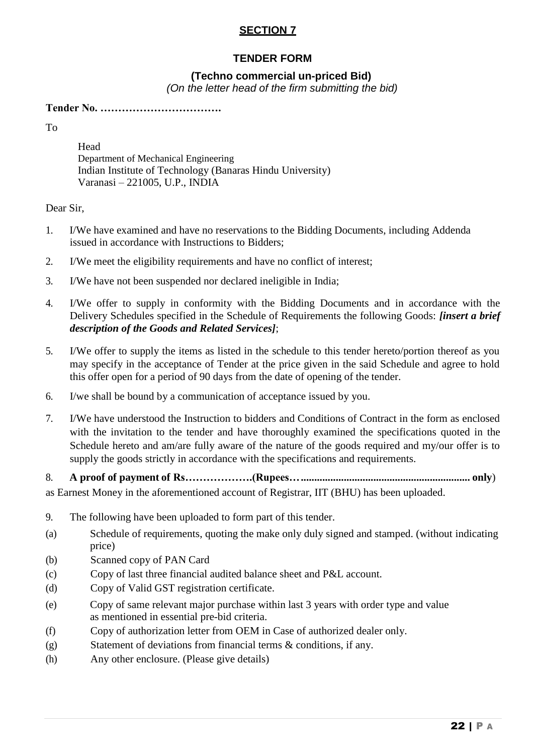## SECTION 7

### TENDER FORM

**(Techno commercial un-priced Bid)**

*(On the letter head of the firm submitting the bid)*

**Tender No. …………………………….**

To

Head
Department of Mechanical Engineering
Indian Institute of Technology (Banaras Hindu University)
Varanasi – 221005, U.P., INDIA

Dear Sir,

1. I/We have examined and have no reservations to the Bidding Documents, including Addenda issued in accordance with Instructions to Bidders;
2. I/We meet the eligibility requirements and have no conflict of interest;
3. I/We have not been suspended nor declared ineligible in India;
4. I/We offer to supply in conformity with the Bidding Documents and in accordance with the Delivery Schedules specified in the Schedule of Requirements the following Goods: ***[insert a brief description of the Goods and Related Services]***;
5. I/We offer to supply the items as listed in the schedule to this tender hereto/portion thereof as you may specify in the acceptance of Tender at the price given in the said Schedule and agree to hold this offer open for a period of 90 days from the date of opening of the tender.
6. I/we shall be bound by a communication of acceptance issued by you.
7. I/We have understood the Instruction to bidders and Conditions of Contract in the form as enclosed with the invitation to the tender and have thoroughly examined the specifications quoted in the Schedule hereto and am/are fully aware of the nature of the goods required and my/our offer is to supply the goods strictly in accordance with the specifications and requirements.
8. **A proof of payment of Rs……………….(Rupees…............................................................ only**) as Earnest Money in the aforementioned account of Registrar, IIT (BHU) has been uploaded.
9. The following have been uploaded to form part of this tender.

(a) Schedule of requirements, quoting the make only duly signed and stamped. (without indicating price)

(b) Scanned copy of PAN Card

(c) Copy of last three financial audited balance sheet and P&L account.

(d) Copy of Valid GST registration certificate.

(e) Copy of same relevant major purchase within last 3 years with order type and value as mentioned in essential pre-bid criteria.

(f) Copy of authorization letter from OEM in Case of authorized dealer only.

(g) Statement of deviations from financial terms & conditions, if any.

(h) Any other enclosure. (Please give details)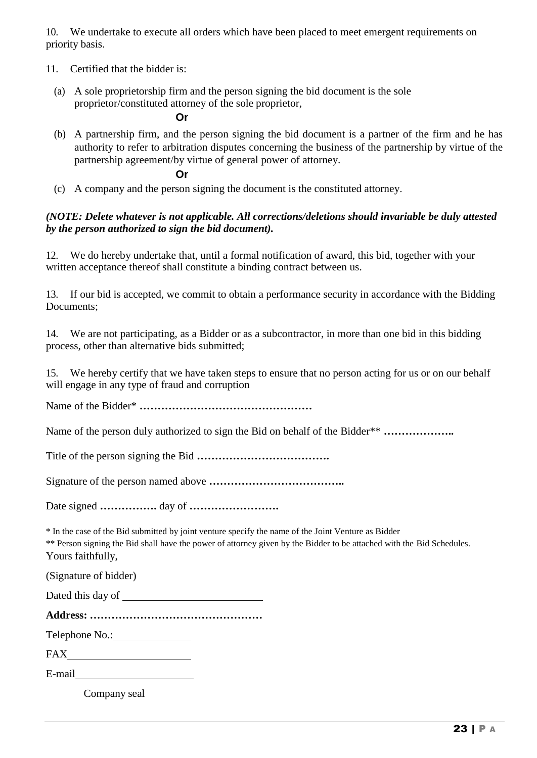10. We undertake to execute all orders which have been placed to meet emergent requirements on priority basis.

11. Certified that the bidder is:

(a) A sole proprietorship firm and the person signing the bid document is the sole proprietor/constituted attorney of the sole proprietor,

**Or**

(b) A partnership firm, and the person signing the bid document is a partner of the firm and he has authority to refer to arbitration disputes concerning the business of the partnership by virtue of the partnership agreement/by virtue of general power of attorney.

**Or**

(c) A company and the person signing the document is the constituted attorney.

***(NOTE: Delete whatever is not applicable. All corrections/deletions should invariable be duly attested by the person authorized to sign the bid document).***

12. We do hereby undertake that, until a formal notification of award, this bid, together with your written acceptance thereof shall constitute a binding contract between us.

13. If our bid is accepted, we commit to obtain a performance security in accordance with the Bidding Documents;

14. We are not participating, as a Bidder or as a subcontractor, in more than one bid in this bidding process, other than alternative bids submitted;

15. We hereby certify that we have taken steps to ensure that no person acting for us or on our behalf will engage in any type of fraud and corruption

Name of the Bidder* **…………………………………………**

Name of the person duly authorized to sign the Bid on behalf of the Bidder** **………………..**

Title of the person signing the Bid **……………………………….**

Signature of the person named above **………………………………..**

Date signed **……………. ** day of **…………………….**

* In the case of the Bid submitted by joint venture specify the name of the Joint Venture as Bidder

** Person signing the Bid shall have the power of attorney given by the Bidder to be attached with the Bid Schedules.

Yours faithfully,

(Signature of bidder)

Dated this day of ________________________

**Address: …………………………………………**

Telephone No.:______________

FAX______________________

E-mail_____________________

Company seal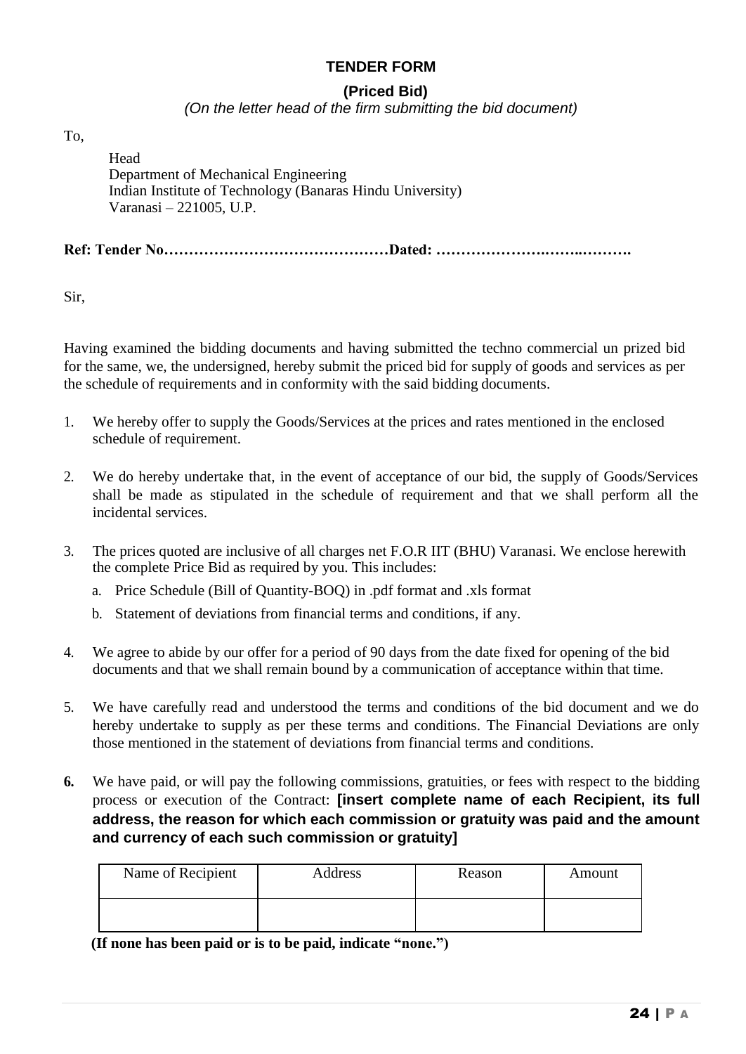# TENDER FORM

**(Priced Bid)**

*(On the letter head of the firm submitting the bid document)*

To,

Head
Department of Mechanical Engineering
Indian Institute of Technology (Banaras Hindu University)
Varanasi – 221005, U.P.

**Ref: Tender No………………………………………Dated: ………………….……..……….**

Sir,

Having examined the bidding documents and having submitted the techno commercial un prized bid for the same, we, the undersigned, hereby submit the priced bid for supply of goods and services as per the schedule of requirements and in conformity with the said bidding documents.

1. We hereby offer to supply the Goods/Services at the prices and rates mentioned in the enclosed schedule of requirement.

2. We do hereby undertake that, in the event of acceptance of our bid, the supply of Goods/Services shall be made as stipulated in the schedule of requirement and that we shall perform all the incidental services.

3. The prices quoted are inclusive of all charges net F.O.R IIT (BHU) Varanasi. We enclose herewith the complete Price Bid as required by you. This includes:
   a. Price Schedule (Bill of Quantity-BOQ) in .pdf format and .xls format
   b. Statement of deviations from financial terms and conditions, if any.

4. We agree to abide by our offer for a period of 90 days from the date fixed for opening of the bid documents and that we shall remain bound by a communication of acceptance within that time.

5. We have carefully read and understood the terms and conditions of the bid document and we do hereby undertake to supply as per these terms and conditions. The Financial Deviations are only those mentioned in the statement of deviations from financial terms and conditions.

6. We have paid, or will pay the following commissions, gratuities, or fees with respect to the bidding process or execution of the Contract: **[insert complete name of each Recipient, its full address, the reason for which each commission or gratuity was paid and the amount and currency of each such commission or gratuity]**

| Name of Recipient | Address | Reason | Amount |
|---|---|---|---|
| | | | |

**(If none has been paid or is to be paid, indicate "none.")**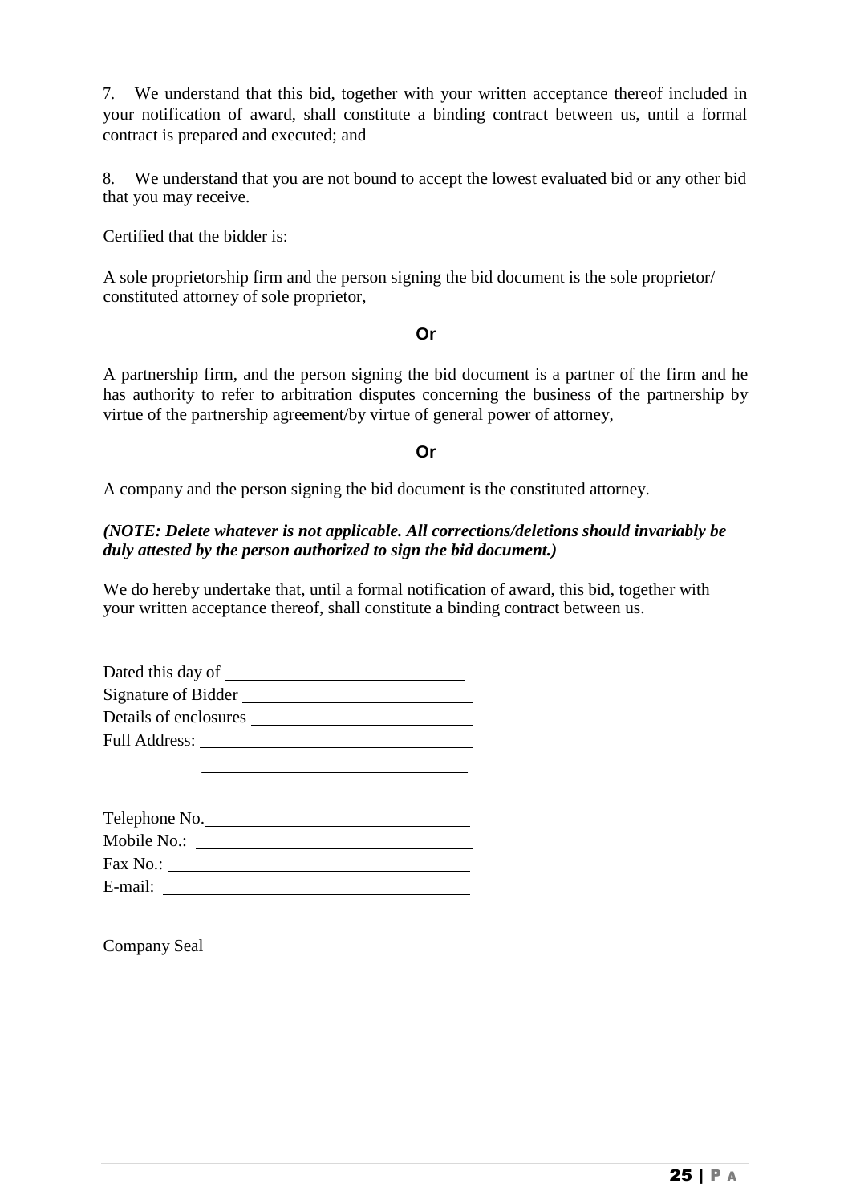7. We understand that this bid, together with your written acceptance thereof included in your notification of award, shall constitute a binding contract between us, until a formal contract is prepared and executed; and

8. We understand that you are not bound to accept the lowest evaluated bid or any other bid that you may receive.

Certified that the bidder is:

A sole proprietorship firm and the person signing the bid document is the sole proprietor/ constituted attorney of sole proprietor,

**Or**

A partnership firm, and the person signing the bid document is a partner of the firm and he has authority to refer to arbitration disputes concerning the business of the partnership by virtue of the partnership agreement/by virtue of general power of attorney,

**Or**

A company and the person signing the bid document is the constituted attorney.

***(NOTE: Delete whatever is not applicable. All corrections/deletions should invariably be duly attested by the person authorized to sign the bid document.)***

We do hereby undertake that, until a formal notification of award, this bid, together with your written acceptance thereof, shall constitute a binding contract between us.

Dated this day of ____________________

Signature of Bidder ____________________

Details of enclosures ____________________

Full Address: ____________________

____________________

____________________

Telephone No. ____________________

Mobile No.: ____________________

Fax No.: ____________________

E-mail: ____________________

Company Seal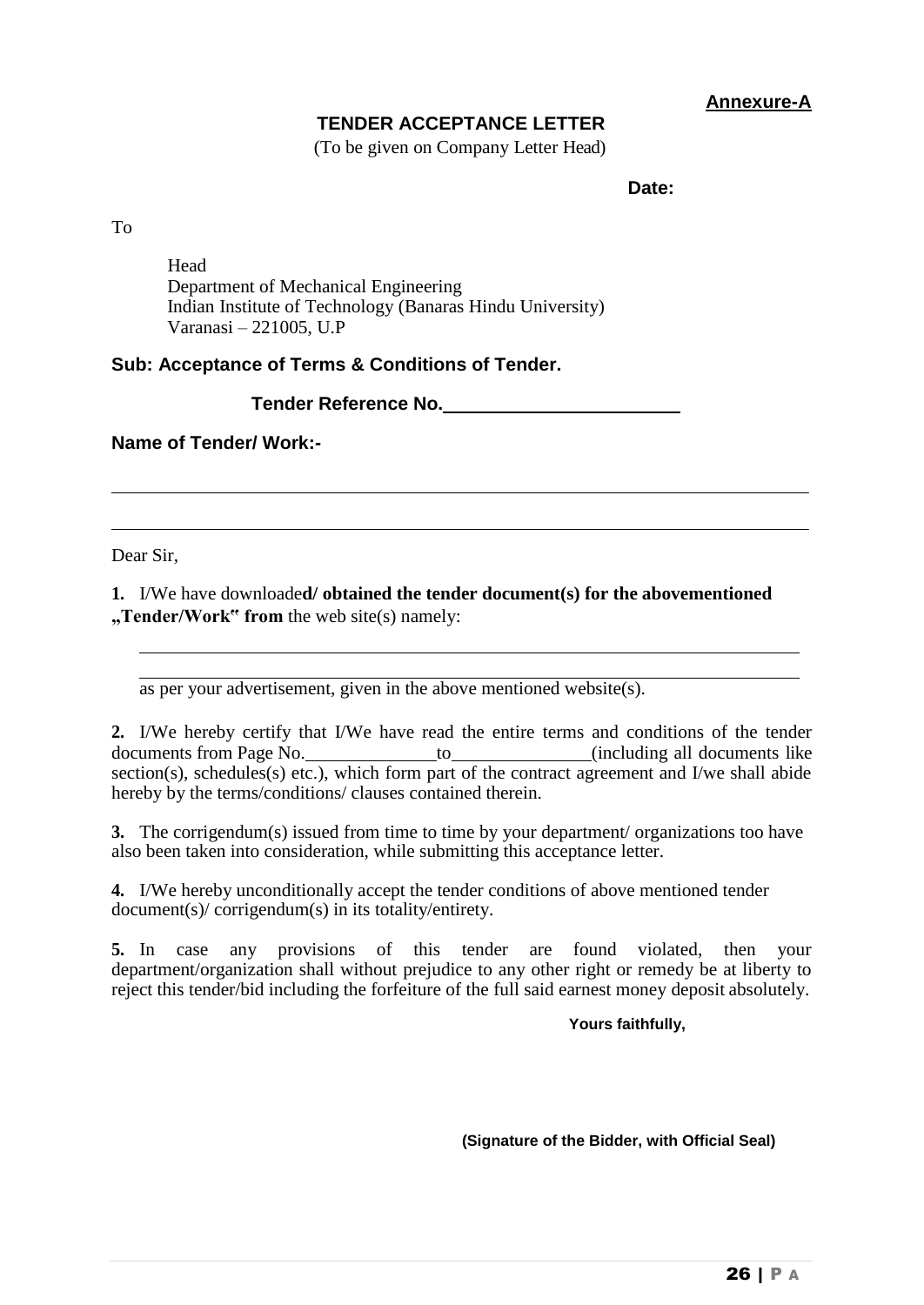**Annexure-A**

## TENDER ACCEPTANCE LETTER

(To be given on Company Letter Head)

**Date:**

To

Head
Department of Mechanical Engineering
Indian Institute of Technology (Banaras Hindu University)
Varanasi – 221005, U.P

**Sub: Acceptance of Terms & Conditions of Tender.**

**Tender Reference No.\_\_\_\_\_\_\_\_\_\_\_\_\_\_\_\_\_\_\_\_\_\_\_\_**

**Name of Tender/ Work:-**

\_\_\_\_\_\_\_\_\_\_\_\_\_\_\_\_\_\_\_\_\_\_\_\_\_\_\_\_\_\_\_\_\_\_\_\_\_\_\_\_\_\_\_\_\_\_\_\_\_\_\_\_\_\_\_\_\_\_\_\_\_\_\_\_\_\_\_\_\_\_

\_\_\_\_\_\_\_\_\_\_\_\_\_\_\_\_\_\_\_\_\_\_\_\_\_\_\_\_\_\_\_\_\_\_\_\_\_\_\_\_\_\_\_\_\_\_\_\_\_\_\_\_\_\_\_\_\_\_\_\_\_\_\_\_\_\_\_\_\_\_

Dear Sir,

**1.** I/We have downloade**d/ obtained the tender document(s) for the abovementioned „Tender/Work" from** the web site(s) namely:

\_\_\_\_\_\_\_\_\_\_\_\_\_\_\_\_\_\_\_\_\_\_\_\_\_\_\_\_\_\_\_\_\_\_\_\_\_\_\_\_\_\_\_\_\_\_\_\_\_\_\_\_\_\_\_\_\_\_\_\_\_\_\_\_\_\_\_\_

\_\_\_\_\_\_\_\_\_\_\_\_\_\_\_\_\_\_\_\_\_\_\_\_\_\_\_\_\_\_\_\_\_\_\_\_\_\_\_\_\_\_\_\_\_\_\_\_\_\_\_\_\_\_\_\_\_\_\_\_\_\_\_\_\_\_\_\_

as per your advertisement, given in the above mentioned website(s).

**2.** I/We hereby certify that I/We have read the entire terms and conditions of the tender documents from Page No.\_\_\_\_\_\_\_\_\_\_\_\_\_\_to\_\_\_\_\_\_\_\_\_\_\_\_\_\_\_(including all documents like section(s), schedules(s) etc.), which form part of the contract agreement and I/we shall abide hereby by the terms/conditions/ clauses contained therein.

**3.** The corrigendum(s) issued from time to time by your department/ organizations too have also been taken into consideration, while submitting this acceptance letter.

**4.** I/We hereby unconditionally accept the tender conditions of above mentioned tender document(s)/ corrigendum(s) in its totality/entirety.

**5.** In case any provisions of this tender are found violated, then your department/organization shall without prejudice to any other right or remedy be at liberty to reject this tender/bid including the forfeiture of the full said earnest money deposit absolutely.

**Yours faithfully,**

**(Signature of the Bidder, with Official Seal)**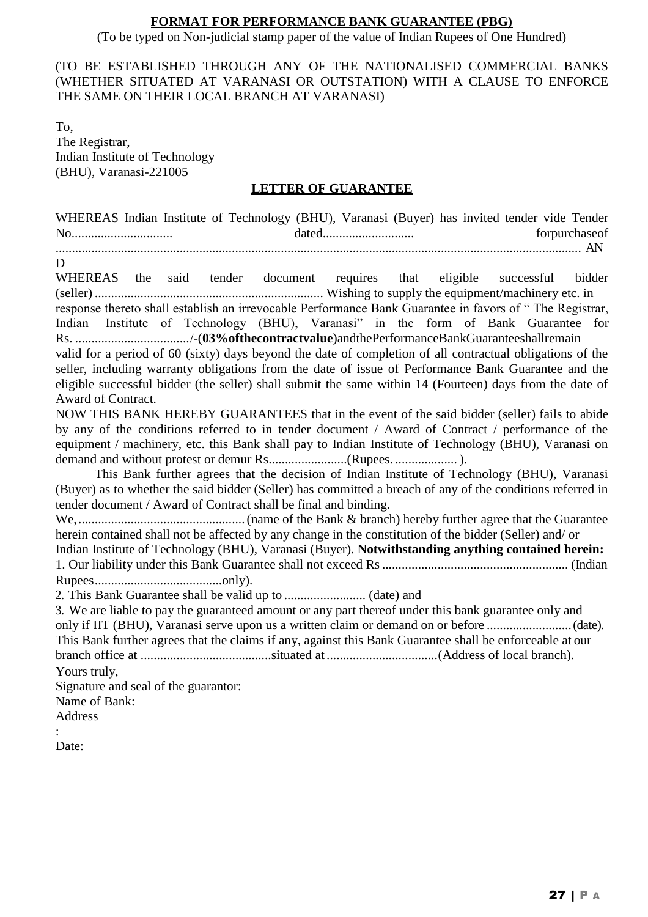**FORMAT FOR PERFORMANCE BANK GUARANTEE (PBG)**

(To be typed on Non-judicial stamp paper of the value of Indian Rupees of One Hundred)

(TO BE ESTABLISHED THROUGH ANY OF THE NATIONALISED COMMERCIAL BANKS (WHETHER SITUATED AT VARANASI OR OUTSTATION) WITH A CLAUSE TO ENFORCE THE SAME ON THEIR LOCAL BRANCH AT VARANASI)

To,
The Registrar,
Indian Institute of Technology
(BHU), Varanasi-221005

**LETTER OF GUARANTEE**

WHEREAS Indian Institute of Technology (BHU), Varanasi (Buyer) has invited tender vide Tender No.............................. dated........................... forpurchaseof ........................................................................................................................................................ AND

WHEREAS the said tender document requires that eligible successful bidder (seller) ..................................................................... Wishing to supply the equipment/machinery etc. in response thereto shall establish an irrevocable Performance Bank Guarantee in favors of " The Registrar, Indian Institute of Technology (BHU), Varanasi" in the form of Bank Guarantee for Rs. ................................../-(**03%ofthecontractvalue**)andthePerformanceBankGuaranteeshallremain valid for a period of 60 (sixty) days beyond the date of completion of all contractual obligations of the seller, including warranty obligations from the date of issue of Performance Bank Guarantee and the eligible successful bidder (the seller) shall submit the same within 14 (Fourteen) days from the date of Award of Contract.

NOW THIS BANK HEREBY GUARANTEES that in the event of the said bidder (seller) fails to abide by any of the conditions referred to in tender document / Award of Contract / performance of the equipment / machinery, etc. this Bank shall pay to Indian Institute of Technology (BHU), Varanasi on demand and without protest or demur Rs........................(Rupees. .................. ).

This Bank further agrees that the decision of Indian Institute of Technology (BHU), Varanasi (Buyer) as to whether the said bidder (Seller) has committed a breach of any of the conditions referred in tender document / Award of Contract shall be final and binding.

We, .................................................. (name of the Bank & branch) hereby further agree that the Guarantee herein contained shall not be affected by any change in the constitution of the bidder (Seller) and/ or Indian Institute of Technology (BHU), Varanasi (Buyer). **Notwithstanding anything contained herein:**

1. Our liability under this Bank Guarantee shall not exceed Rs ........................................................ (Indian Rupees.......................................only).
2. This Bank Guarantee shall be valid up to ......................... (date) and
3. We are liable to pay the guaranteed amount or any part thereof under this bank guarantee only and only if IIT (BHU), Varanasi serve upon us a written claim or demand on or before .......................... (date).

This Bank further agrees that the claims if any, against this Bank Guarantee shall be enforceable at our branch office at ........................................situated at ..................................(Address of local branch).

Yours truly,

Signature and seal of the guarantor:

Name of Bank:

Address
:

Date: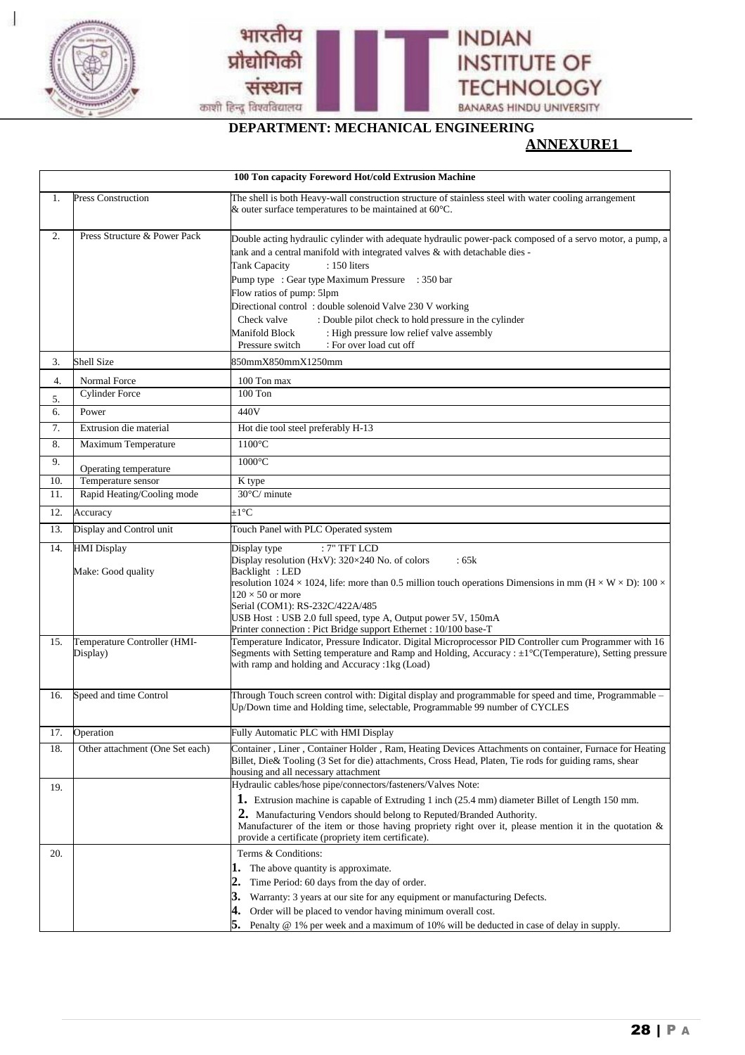भारतीय प्रौद्योगिकी संस्थान
काशी हिन्दू विश्वविद्यालय

INDIAN INSTITUTE OF TECHNOLOGY
BANARAS HINDU UNIVERSITY

## DEPARTMENT: MECHANICAL ENGINEERING

**ANNEXURE1**

| 100 Ton capacity Foreword Hot/cold Extrusion Machine | | |
|---|---|---|
| 1. | Press Construction | The shell is both Heavy-wall construction structure of stainless steel with water cooling arrangement & outer surface temperatures to be maintained at 60°C. |
| 2. | Press Structure & Power Pack | Double acting hydraulic cylinder with adequate hydraulic power-pack composed of a servo motor, a pump, a tank and a central manifold with integrated valves & with detachable dies -<br>Tank Capacity : 150 liters<br>Pump type : Gear type Maximum Pressure : 350 bar<br>Flow ratios of pump: 5lpm<br>Directional control : double solenoid Valve 230 V working<br>Check valve : Double pilot check to hold pressure in the cylinder<br>Manifold Block : High pressure low relief valve assembly<br>Pressure switch : For over load cut off |
| 3. | Shell Size | 850mmX850mmX1250mm |
| 4. | Normal Force | 100 Ton max |
| 5. | Cylinder Force | 100 Ton |
| 6. | Power | 440V |
| 7. | Extrusion die material | Hot die tool steel preferably H-13 |
| 8. | Maximum Temperature | 1100°C |
| 9. | Operating temperature | 1000°C |
| 10. | Temperature sensor | K type |
| 11. | Rapid Heating/Cooling mode | 30°C/ minute |
| 12. | Accuracy | ±1°C |
| 13. | Display and Control unit | Touch Panel with PLC Operated system |
| 14. | HMI Display<br><br>Make: Good quality | Display type : 7" TFT LCD<br>Display resolution (HxV): 320×240 No. of colors : 65k<br>Backlight : LED<br>resolution 1024 × 1024, life: more than 0.5 million touch operations Dimensions in mm (H × W × D): 100 × 120 × 50 or more<br>Serial (COM1): RS-232C/422A/485<br>USB Host : USB 2.0 full speed, type A, Output power 5V, 150mA<br>Printer connection : Pict Bridge support Ethernet : 10/100 base-T |
| 15. | Temperature Controller (HMI-Display) | Temperature Indicator, Pressure Indicator. Digital Microprocessor PID Controller cum Programmer with 16 Segments with Setting temperature and Ramp and Holding, Accuracy : ±1°C(Temperature), Setting pressure with ramp and holding and Accuracy :1kg (Load) |
| 16. | Speed and time Control | Through Touch screen control with: Digital display and programmable for speed and time, Programmable – Up/Down time and Holding time, selectable, Programmable 99 number of CYCLES |
| 17. | Operation | Fully Automatic PLC with HMI Display |
| 18. | Other attachment (One Set each) | Container , Liner , Container Holder , Ram, Heating Devices Attachments on container, Furnace for Heating Billet, Die& Tooling (3 Set for die) attachments, Cross Head, Platen, Tie rods for guiding rams, shear housing and all necessary attachment |
| 19. | | Hydraulic cables/hose pipe/connectors/fasteners/Valves Note:<br>**1.** Extrusion machine is capable of Extruding 1 inch (25.4 mm) diameter Billet of Length 150 mm.<br>**2.** Manufacturing Vendors should belong to Reputed/Branded Authority.<br>Manufacturer of the item or those having propriety right over it, please mention it in the quotation & provide a certificate (propriety item certificate). |
| 20. | | Terms & Conditions:<br>**1.** The above quantity is approximate.<br>**2.** Time Period: 60 days from the day of order.<br>**3.** Warranty: 3 years at our site for any equipment or manufacturing Defects.<br>**4.** Order will be placed to vendor having minimum overall cost.<br>**5.** Penalty @ 1% per week and a maximum of 10% will be deducted in case of delay in supply. |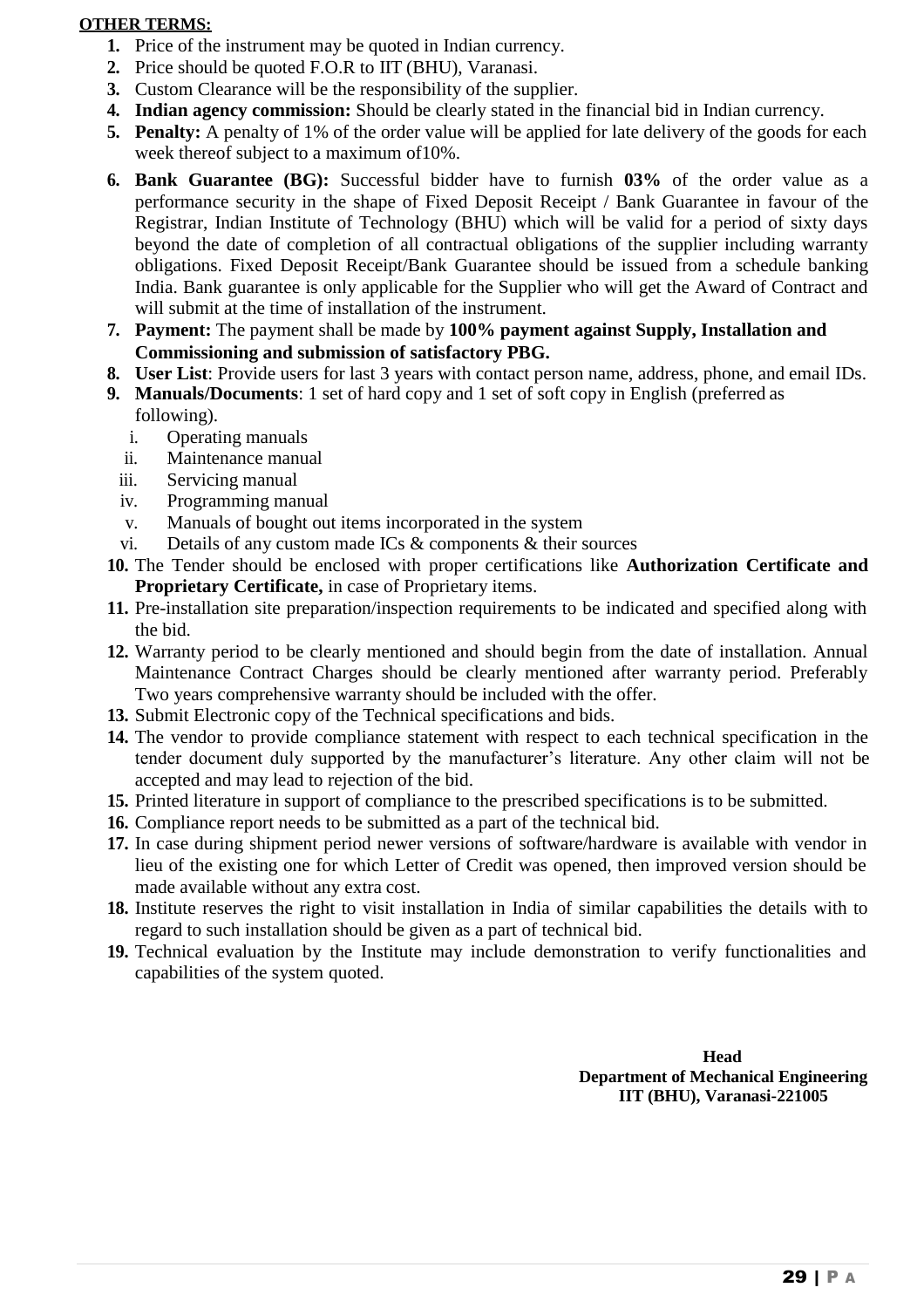**OTHER TERMS:**

1. Price of the instrument may be quoted in Indian currency.
2. Price should be quoted F.O.R to IIT (BHU), Varanasi.
3. Custom Clearance will be the responsibility of the supplier.
4. **Indian agency commission:** Should be clearly stated in the financial bid in Indian currency.
5. **Penalty:** A penalty of 1% of the order value will be applied for late delivery of the goods for each week thereof subject to a maximum of10%.
6. **Bank Guarantee (BG):** Successful bidder have to furnish **03%** of the order value as a performance security in the shape of Fixed Deposit Receipt / Bank Guarantee in favour of the Registrar, Indian Institute of Technology (BHU) which will be valid for a period of sixty days beyond the date of completion of all contractual obligations of the supplier including warranty obligations. Fixed Deposit Receipt/Bank Guarantee should be issued from a schedule banking India. Bank guarantee is only applicable for the Supplier who will get the Award of Contract and will submit at the time of installation of the instrument.
7. **Payment:** The payment shall be made by **100% payment against Supply, Installation and Commissioning and submission of satisfactory PBG.**
8. **User List**: Provide users for last 3 years with contact person name, address, phone, and email IDs.
9. **Manuals/Documents**: 1 set of hard copy and 1 set of soft copy in English (preferred as following).
   i. Operating manuals
   ii. Maintenance manual
   iii. Servicing manual
   iv. Programming manual
   v. Manuals of bought out items incorporated in the system
   vi. Details of any custom made ICs & components & their sources
10. The Tender should be enclosed with proper certifications like **Authorization Certificate and Proprietary Certificate,** in case of Proprietary items.
11. Pre-installation site preparation/inspection requirements to be indicated and specified along with the bid.
12. Warranty period to be clearly mentioned and should begin from the date of installation. Annual Maintenance Contract Charges should be clearly mentioned after warranty period. Preferably Two years comprehensive warranty should be included with the offer.
13. Submit Electronic copy of the Technical specifications and bids.
14. The vendor to provide compliance statement with respect to each technical specification in the tender document duly supported by the manufacturer's literature. Any other claim will not be accepted and may lead to rejection of the bid.
15. Printed literature in support of compliance to the prescribed specifications is to be submitted.
16. Compliance report needs to be submitted as a part of the technical bid.
17. In case during shipment period newer versions of software/hardware is available with vendor in lieu of the existing one for which Letter of Credit was opened, then improved version should be made available without any extra cost.
18. Institute reserves the right to visit installation in India of similar capabilities the details with to regard to such installation should be given as a part of technical bid.
19. Technical evaluation by the Institute may include demonstration to verify functionalities and capabilities of the system quoted.

**Head**
**Department of Mechanical Engineering**
**IIT (BHU), Varanasi-221005**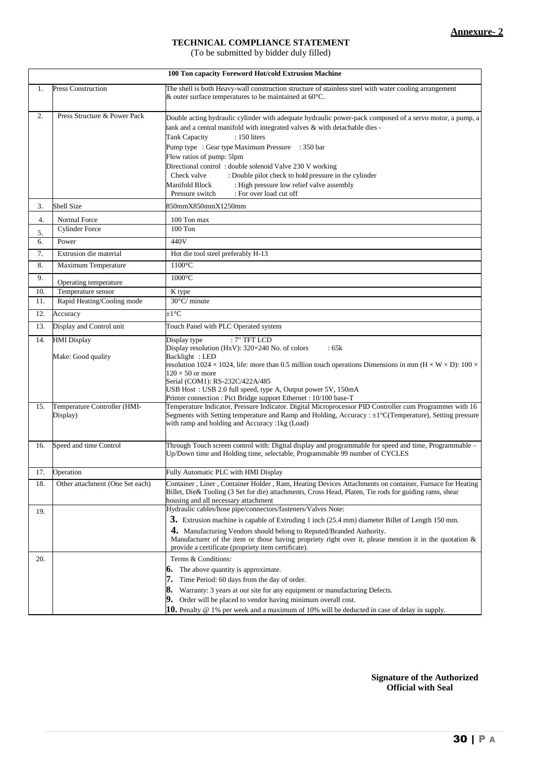**Annexure- 2**

## TECHNICAL COMPLIANCE STATEMENT

(To be submitted by bidder duly filled)

| 100 Ton capacity Foreword Hot/cold Extrusion Machine | | |
|---|---|---|
| 1. | Press Construction | The shell is both Heavy-wall construction structure of stainless steel with water cooling arrangement & outer surface temperatures to be maintained at 60°C. |
| 2. | Press Structure & Power Pack | Double acting hydraulic cylinder with adequate hydraulic power-pack composed of a servo motor, a pump, a tank and a central manifold with integrated valves & with detachable dies -<br>Tank Capacity : 150 liters<br>Pump type : Gear type Maximum Pressure : 350 bar<br>Flow ratios of pump: 5lpm<br>Directional control : double solenoid Valve 230 V working<br>Check valve : Double pilot check to hold pressure in the cylinder<br>Manifold Block : High pressure low relief valve assembly<br>Pressure switch : For over load cut off |
| 3. | Shell Size | 850mmX850mmX1250mm |
| 4. | Normal Force | 100 Ton max |
| 5. | Cylinder Force | 100 Ton |
| 6. | Power | 440V |
| 7. | Extrusion die material | Hot die tool steel preferably H-13 |
| 8. | Maximum Temperature | 1100°C |
| 9. | Operating temperature | 1000°C |
| 10. | Temperature sensor | K type |
| 11. | Rapid Heating/Cooling mode | 30°C/ minute |
| 12. | Accuracy | ±1°C |
| 13. | Display and Control unit | Touch Panel with PLC Operated system |
| 14. | HMI Display<br><br>Make: Good quality | Display type : 7" TFT LCD<br>Display resolution (HxV): 320×240 No. of colors : 65k<br>Backlight : LED<br>resolution 1024 × 1024, life: more than 0.5 million touch operations Dimensions in mm (H × W × D): 100 × 120 × 50 or more<br>Serial (COM1): RS-232C/422A/485<br>USB Host : USB 2.0 full speed, type A, Output power 5V, 150mA<br>Printer connection : Pict Bridge support Ethernet : 10/100 base-T |
| 15. | Temperature Controller (HMI-Display) | Temperature Indicator, Pressure Indicator. Digital Microprocessor PID Controller cum Programmer with 16 Segments with Setting temperature and Ramp and Holding, Accuracy : ±1°C(Temperature), Setting pressure with ramp and holding and Accuracy :1kg (Load) |
| 16. | Speed and time Control | Through Touch screen control with: Digital display and programmable for speed and time, Programmable – Up/Down time and Holding time, selectable, Programmable 99 number of CYCLES |
| 17. | Operation | Fully Automatic PLC with HMI Display |
| 18. | Other attachment (One Set each) | Container , Liner , Container Holder , Ram, Heating Devices Attachments on container, Furnace for Heating Billet, Die& Tooling (3 Set for die) attachments, Cross Head, Platen, Tie rods for guiding rams, shear housing and all necessary attachment |
| 19. | | Hydraulic cables/hose pipe/connectors/fasteners/Valves Note:<br>**3.** Extrusion machine is capable of Extruding 1 inch (25.4 mm) diameter Billet of Length 150 mm.<br>**4.** Manufacturing Vendors should belong to Reputed/Branded Authority.<br>Manufacturer of the item or those having propriety right over it, please mention it in the quotation & provide a certificate (propriety item certificate). |
| 20. | | Terms & Conditions:<br>**6.** The above quantity is approximate.<br>**7.** Time Period: 60 days from the day of order.<br>**8.** Warranty: 3 years at our site for any equipment or manufacturing Defects.<br>**9.** Order will be placed to vendor having minimum overall cost.<br>**10.** Penalty @ 1% per week and a maximum of 10% will be deducted in case of delay in supply. |

**Signature of the Authorized Official with Seal**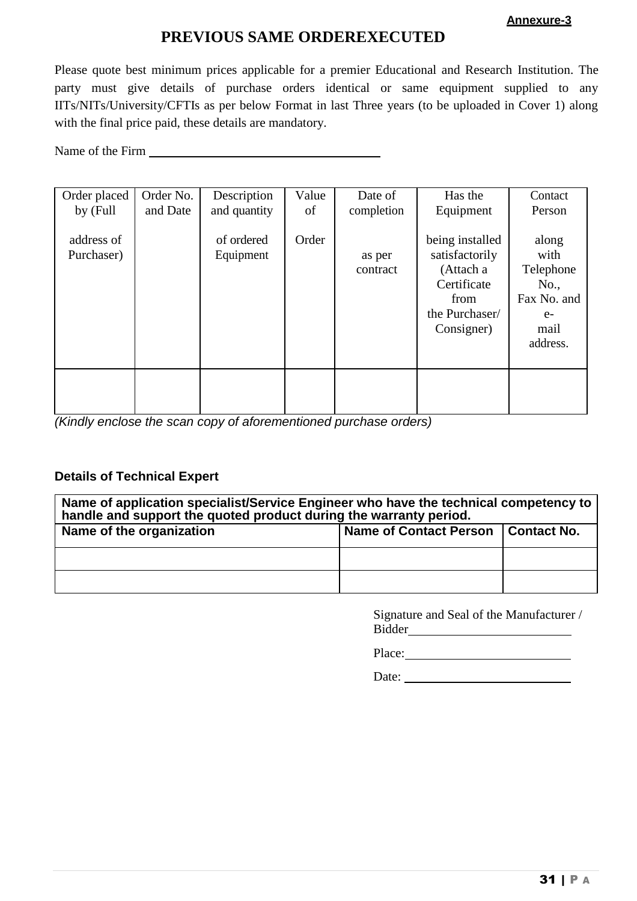**Annexure-3**

# PREVIOUS SAME ORDEREXECUTED

Please quote best minimum prices applicable for a premier Educational and Research Institution. The party must give details of purchase orders identical or same equipment supplied to any IITs/NITs/University/CFTIs as per below Format in last Three years (to be uploaded in Cover 1) along with the final price paid, these details are mandatory.

Name of the Firm ____________________________________

| Order placed by (Full address of Purchaser) | Order No. and Date | Description and quantity of ordered Equipment | Value of Order | Date of completion as per contract | Has the Equipment being installed satisfactorily (Attach a Certificate from the Purchaser/ Consigner) | Contact Person along with Telephone No., Fax No. and e-mail address. |
|---|---|---|---|---|---|---|
| | | | | | | |

*(Kindly enclose the scan copy of aforementioned purchase orders)*

**Details of Technical Expert**

| **Name of application specialist/Service Engineer who have the technical competency to handle and support the quoted product during the warranty period.** | | |
|---|---|---|
| **Name of the organization** | **Name of Contact Person** | **Contact No.** |
| | | |
| | | |

Signature and Seal of the Manufacturer / Bidder________________________

Place:________________________

Date: ________________________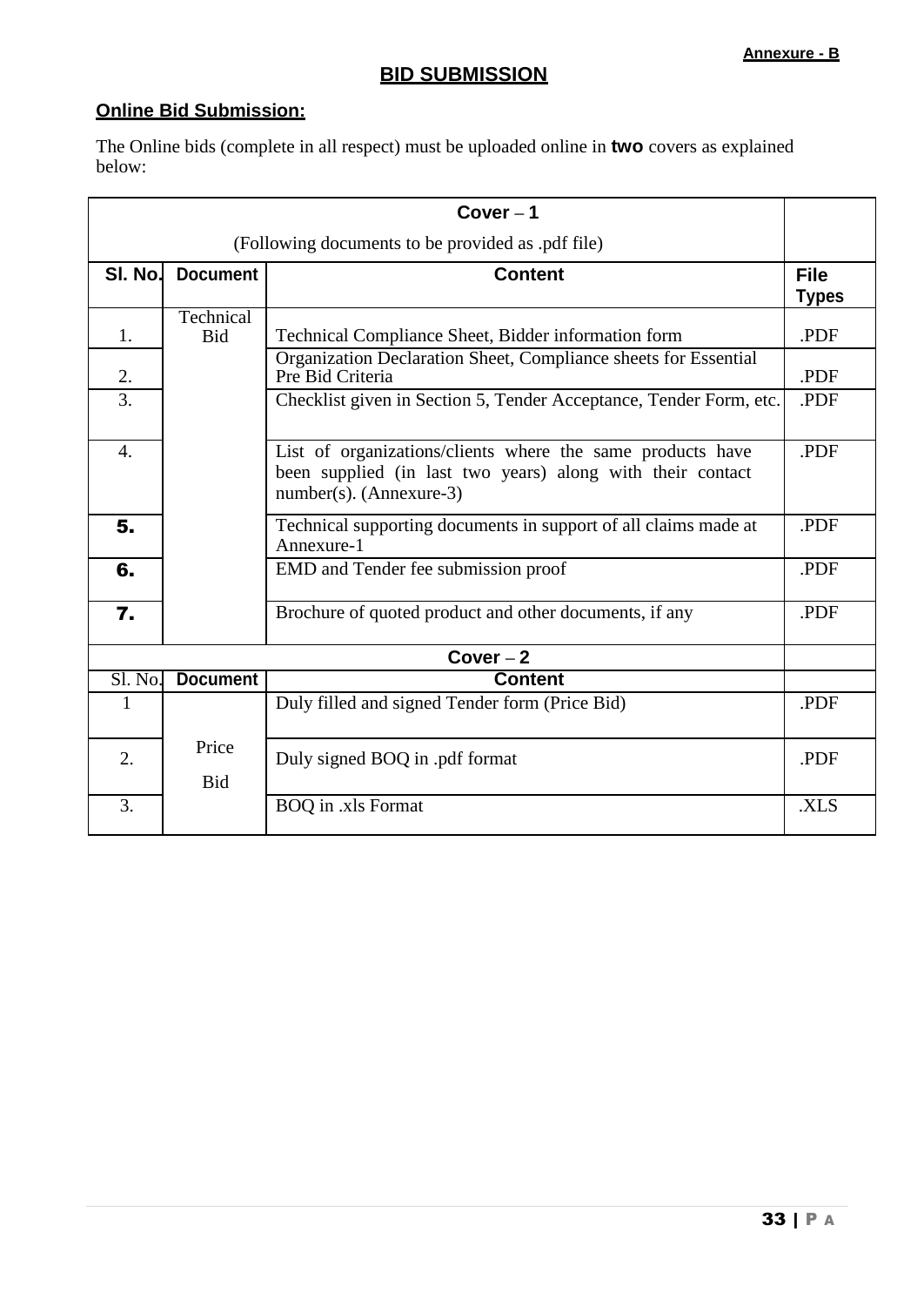Annexure - B

# BID SUBMISSION

## Online Bid Submission:

The Online bids (complete in all respect) must be uploaded online in **two** covers as explained below:

| Cover – 1 (Following documents to be provided as .pdf file) | | | |
|---|---|---|---|
| **Sl. No.** | **Document** | **Content** | **File Types** |
| 1. | Technical Bid | Technical Compliance Sheet, Bidder information form | .PDF |
| 2. | | Organization Declaration Sheet, Compliance sheets for Essential Pre Bid Criteria | .PDF |
| 3. | | Checklist given in Section 5, Tender Acceptance, Tender Form, etc. | .PDF |
| 4. | | List of organizations/clients where the same products have been supplied (in last two years) along with their contact number(s). (Annexure-3) | .PDF |
| **5.** | | Technical supporting documents in support of all claims made at Annexure-1 | .PDF |
| **6.** | | EMD and Tender fee submission proof | .PDF |
| **7.** | | Brochure of quoted product and other documents, if any | .PDF |
| **Cover – 2** | | | |
| Sl. No. | **Document** | **Content** | |
| 1 | Price Bid | Duly filled and signed Tender form (Price Bid) | .PDF |
| 2. | | Duly signed BOQ in .pdf format | .PDF |
| 3. | | BOQ in .xls Format | .XLS |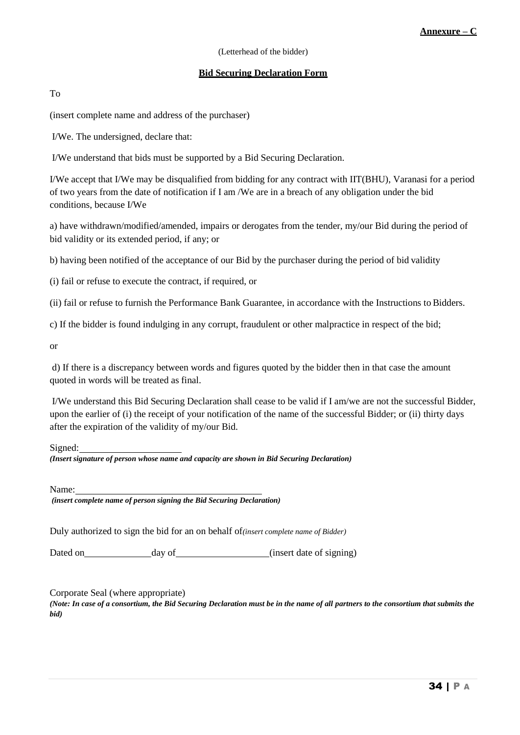**Annexure – C**

(Letterhead of the bidder)

**Bid Securing Declaration Form**

To

(insert complete name and address of the purchaser)

I/We. The undersigned, declare that:

I/We understand that bids must be supported by a Bid Securing Declaration.

I/We accept that I/We may be disqualified from bidding for any contract with IIT(BHU), Varanasi for a period of two years from the date of notification if I am /We are in a breach of any obligation under the bid conditions, because I/We

a) have withdrawn/modified/amended, impairs or derogates from the tender, my/our Bid during the period of bid validity or its extended period, if any; or

b) having been notified of the acceptance of our Bid by the purchaser during the period of bid validity

(i) fail or refuse to execute the contract, if required, or

(ii) fail or refuse to furnish the Performance Bank Guarantee, in accordance with the Instructions to Bidders.

c) If the bidder is found indulging in any corrupt, fraudulent or other malpractice in respect of the bid;

or

d) If there is a discrepancy between words and figures quoted by the bidder then in that case the amount quoted in words will be treated as final.

I/We understand this Bid Securing Declaration shall cease to be valid if I am/we are not the successful Bidder, upon the earlier of (i) the receipt of your notification of the name of the successful Bidder; or (ii) thirty days after the expiration of the validity of my/our Bid.

Signed:____________________
***(Insert signature of person whose name and capacity are shown in Bid Securing Declaration)***

Name:____________________________________
***(insert complete name of person signing the Bid Securing Declaration)***

Duly authorized to sign the bid for an on behalf of*(insert complete name of Bidder)*

Dated on____________day of_________________(insert date of signing)

Corporate Seal (where appropriate)
***(Note: In case of a consortium, the Bid Securing Declaration must be in the name of all partners to the consortium that submits the bid)***